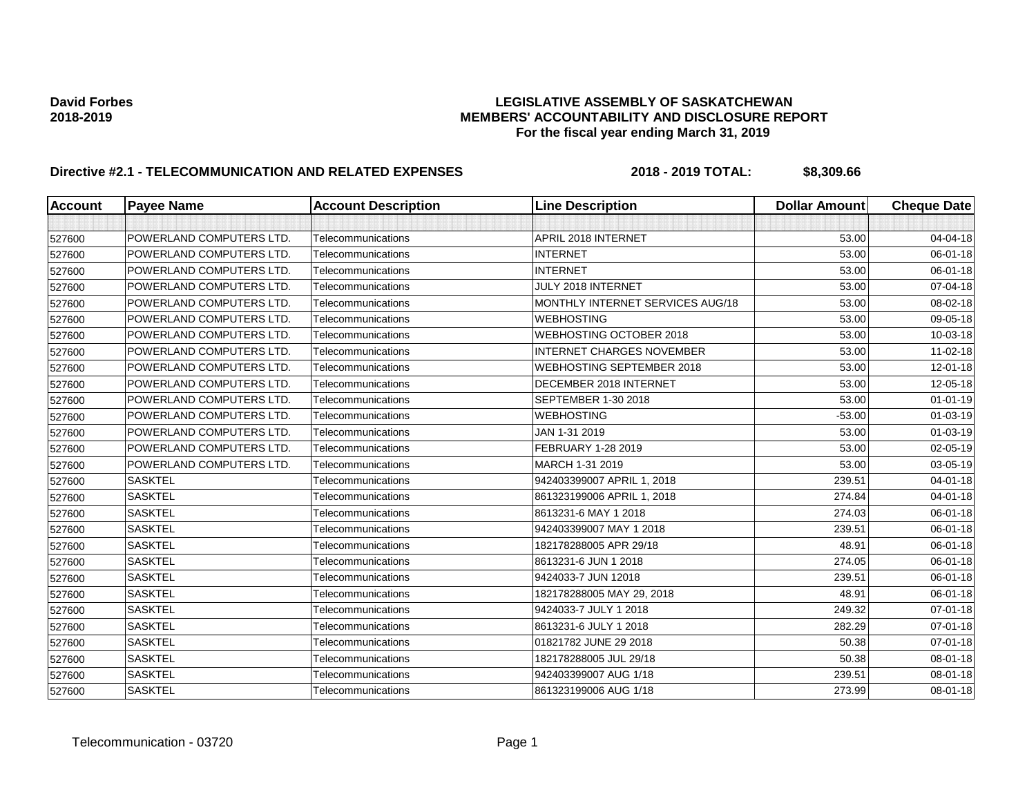**David Forbes**
**2018-2019**

**LEGISLATIVE ASSEMBLY OF SASKATCHEWAN**
**MEMBERS' ACCOUNTABILITY AND DISCLOSURE REPORT**
**For the fiscal year ending March 31, 2019**

**Directive #2.1 - TELECOMMUNICATION AND RELATED EXPENSES** **2018 - 2019 TOTAL: $8,309.66**

| Account | Payee Name | Account Description | Line Description | Dollar Amount | Cheque Date |
|---|---|---|---|---|---|
| | | | | | |
| 527600 | POWERLAND COMPUTERS LTD. | Telecommunications | APRIL 2018 INTERNET | 53.00 | 04-04-18 |
| 527600 | POWERLAND COMPUTERS LTD. | Telecommunications | INTERNET | 53.00 | 06-01-18 |
| 527600 | POWERLAND COMPUTERS LTD. | Telecommunications | INTERNET | 53.00 | 06-01-18 |
| 527600 | POWERLAND COMPUTERS LTD. | Telecommunications | JULY 2018 INTERNET | 53.00 | 07-04-18 |
| 527600 | POWERLAND COMPUTERS LTD. | Telecommunications | MONTHLY INTERNET SERVICES AUG/18 | 53.00 | 08-02-18 |
| 527600 | POWERLAND COMPUTERS LTD. | Telecommunications | WEBHOSTING | 53.00 | 09-05-18 |
| 527600 | POWERLAND COMPUTERS LTD. | Telecommunications | WEBHOSTING OCTOBER 2018 | 53.00 | 10-03-18 |
| 527600 | POWERLAND COMPUTERS LTD. | Telecommunications | INTERNET CHARGES NOVEMBER | 53.00 | 11-02-18 |
| 527600 | POWERLAND COMPUTERS LTD. | Telecommunications | WEBHOSTING SEPTEMBER 2018 | 53.00 | 12-01-18 |
| 527600 | POWERLAND COMPUTERS LTD. | Telecommunications | DECEMBER 2018 INTERNET | 53.00 | 12-05-18 |
| 527600 | POWERLAND COMPUTERS LTD. | Telecommunications | SEPTEMBER 1-30 2018 | 53.00 | 01-01-19 |
| 527600 | POWERLAND COMPUTERS LTD. | Telecommunications | WEBHOSTING | -53.00 | 01-03-19 |
| 527600 | POWERLAND COMPUTERS LTD. | Telecommunications | JAN 1-31 2019 | 53.00 | 01-03-19 |
| 527600 | POWERLAND COMPUTERS LTD. | Telecommunications | FEBRUARY 1-28 2019 | 53.00 | 02-05-19 |
| 527600 | POWERLAND COMPUTERS LTD. | Telecommunications | MARCH 1-31 2019 | 53.00 | 03-05-19 |
| 527600 | SASKTEL | Telecommunications | 942403399007 APRIL 1, 2018 | 239.51 | 04-01-18 |
| 527600 | SASKTEL | Telecommunications | 861323199006 APRIL 1, 2018 | 274.84 | 04-01-18 |
| 527600 | SASKTEL | Telecommunications | 8613231-6 MAY 1 2018 | 274.03 | 06-01-18 |
| 527600 | SASKTEL | Telecommunications | 942403399007 MAY 1 2018 | 239.51 | 06-01-18 |
| 527600 | SASKTEL | Telecommunications | 182178288005 APR 29/18 | 48.91 | 06-01-18 |
| 527600 | SASKTEL | Telecommunications | 8613231-6 JUN 1 2018 | 274.05 | 06-01-18 |
| 527600 | SASKTEL | Telecommunications | 9424033-7 JUN 12018 | 239.51 | 06-01-18 |
| 527600 | SASKTEL | Telecommunications | 182178288005 MAY 29, 2018 | 48.91 | 06-01-18 |
| 527600 | SASKTEL | Telecommunications | 9424033-7 JULY 1 2018 | 249.32 | 07-01-18 |
| 527600 | SASKTEL | Telecommunications | 8613231-6 JULY 1 2018 | 282.29 | 07-01-18 |
| 527600 | SASKTEL | Telecommunications | 01821782 JUNE 29 2018 | 50.38 | 07-01-18 |
| 527600 | SASKTEL | Telecommunications | 182178288005 JUL 29/18 | 50.38 | 08-01-18 |
| 527600 | SASKTEL | Telecommunications | 942403399007 AUG 1/18 | 239.51 | 08-01-18 |
| 527600 | SASKTEL | Telecommunications | 861323199006 AUG 1/18 | 273.99 | 08-01-18 |

Telecommunication - 03720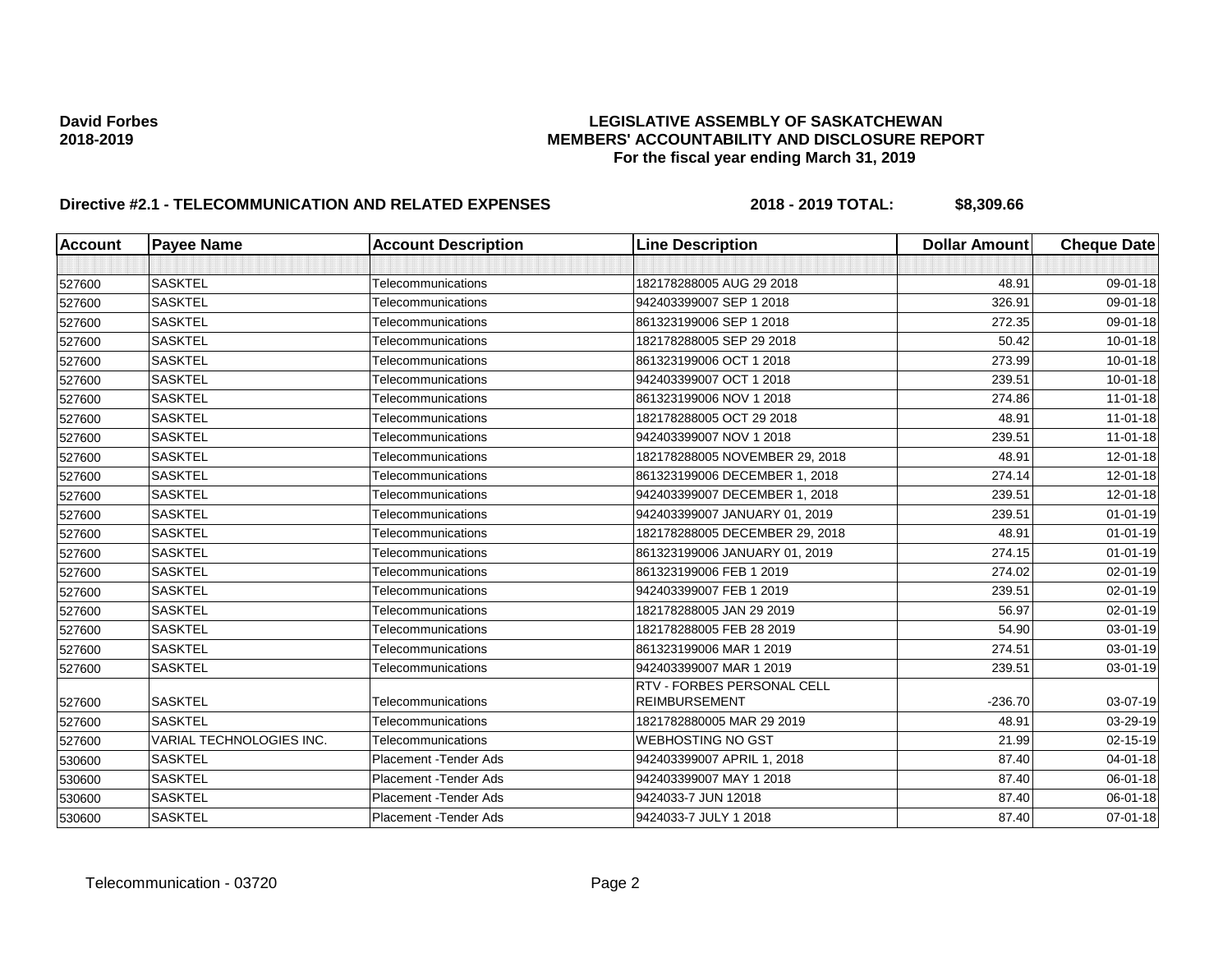**David Forbes**
**2018-2019**

**LEGISLATIVE ASSEMBLY OF SASKATCHEWAN**
**MEMBERS' ACCOUNTABILITY AND DISCLOSURE REPORT**
**For the fiscal year ending March 31, 2019**

**Directive #2.1 - TELECOMMUNICATION AND RELATED EXPENSES** **2018 - 2019 TOTAL: $8,309.66**

| Account | Payee Name | Account Description | Line Description | Dollar Amount | Cheque Date |
|---|---|---|---|---|---|
| | | | | | |
| 527600 | SASKTEL | Telecommunications | 182178288005 AUG 29 2018 | 48.91 | 09-01-18 |
| 527600 | SASKTEL | Telecommunications | 942403399007 SEP 1 2018 | 326.91 | 09-01-18 |
| 527600 | SASKTEL | Telecommunications | 861323199006 SEP 1 2018 | 272.35 | 09-01-18 |
| 527600 | SASKTEL | Telecommunications | 182178288005 SEP 29 2018 | 50.42 | 10-01-18 |
| 527600 | SASKTEL | Telecommunications | 861323199006 OCT 1 2018 | 273.99 | 10-01-18 |
| 527600 | SASKTEL | Telecommunications | 942403399007 OCT 1 2018 | 239.51 | 10-01-18 |
| 527600 | SASKTEL | Telecommunications | 861323199006 NOV 1 2018 | 274.86 | 11-01-18 |
| 527600 | SASKTEL | Telecommunications | 182178288005 OCT 29 2018 | 48.91 | 11-01-18 |
| 527600 | SASKTEL | Telecommunications | 942403399007 NOV 1 2018 | 239.51 | 11-01-18 |
| 527600 | SASKTEL | Telecommunications | 182178288005 NOVEMBER 29, 2018 | 48.91 | 12-01-18 |
| 527600 | SASKTEL | Telecommunications | 861323199006 DECEMBER 1, 2018 | 274.14 | 12-01-18 |
| 527600 | SASKTEL | Telecommunications | 942403399007 DECEMBER 1, 2018 | 239.51 | 12-01-18 |
| 527600 | SASKTEL | Telecommunications | 942403399007 JANUARY 01, 2019 | 239.51 | 01-01-19 |
| 527600 | SASKTEL | Telecommunications | 182178288005 DECEMBER 29, 2018 | 48.91 | 01-01-19 |
| 527600 | SASKTEL | Telecommunications | 861323199006 JANUARY 01, 2019 | 274.15 | 01-01-19 |
| 527600 | SASKTEL | Telecommunications | 861323199006 FEB 1 2019 | 274.02 | 02-01-19 |
| 527600 | SASKTEL | Telecommunications | 942403399007 FEB 1 2019 | 239.51 | 02-01-19 |
| 527600 | SASKTEL | Telecommunications | 182178288005 JAN 29 2019 | 56.97 | 02-01-19 |
| 527600 | SASKTEL | Telecommunications | 182178288005 FEB 28 2019 | 54.90 | 03-01-19 |
| 527600 | SASKTEL | Telecommunications | 861323199006 MAR 1 2019 | 274.51 | 03-01-19 |
| 527600 | SASKTEL | Telecommunications | 942403399007 MAR 1 2019 | 239.51 | 03-01-19 |
| 527600 | SASKTEL | Telecommunications | RTV - FORBES PERSONAL CELL REIMBURSEMENT | -236.70 | 03-07-19 |
| 527600 | SASKTEL | Telecommunications | 1821782880005 MAR 29 2019 | 48.91 | 03-29-19 |
| 527600 | VARIAL TECHNOLOGIES INC. | Telecommunications | WEBHOSTING NO GST | 21.99 | 02-15-19 |
| 530600 | SASKTEL | Placement -Tender Ads | 942403399007 APRIL 1, 2018 | 87.40 | 04-01-18 |
| 530600 | SASKTEL | Placement -Tender Ads | 942403399007 MAY 1 2018 | 87.40 | 06-01-18 |
| 530600 | SASKTEL | Placement -Tender Ads | 9424033-7 JUN 12018 | 87.40 | 06-01-18 |
| 530600 | SASKTEL | Placement -Tender Ads | 9424033-7 JULY 1 2018 | 87.40 | 07-01-18 |

Telecommunication - 03720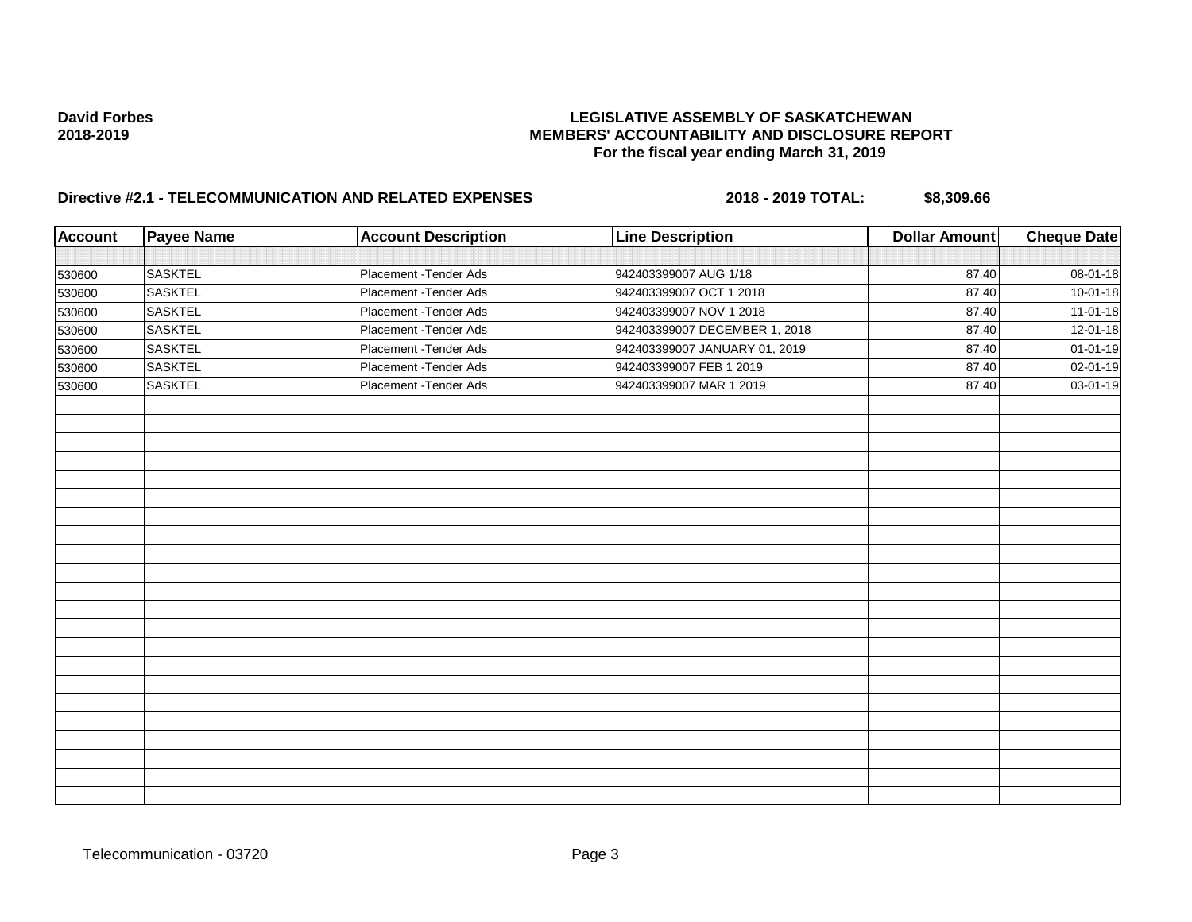**David Forbes**
**2018-2019**

**LEGISLATIVE ASSEMBLY OF SASKATCHEWAN**
**MEMBERS' ACCOUNTABILITY AND DISCLOSURE REPORT**
**For the fiscal year ending March 31, 2019**

**Directive #2.1 - TELECOMMUNICATION AND RELATED EXPENSES** **2018 - 2019 TOTAL: $8,309.66**

| Account | Payee Name | Account Description | Line Description | Dollar Amount | Cheque Date |
|---|---|---|---|---|---|
| 530600 | SASKTEL | Placement -Tender Ads | 942403399007 AUG 1/18 | 87.40 | 08-01-18 |
| 530600 | SASKTEL | Placement -Tender Ads | 942403399007 OCT 1 2018 | 87.40 | 10-01-18 |
| 530600 | SASKTEL | Placement -Tender Ads | 942403399007 NOV 1 2018 | 87.40 | 11-01-18 |
| 530600 | SASKTEL | Placement -Tender Ads | 942403399007 DECEMBER 1, 2018 | 87.40 | 12-01-18 |
| 530600 | SASKTEL | Placement -Tender Ads | 942403399007 JANUARY 01, 2019 | 87.40 | 01-01-19 |
| 530600 | SASKTEL | Placement -Tender Ads | 942403399007 FEB 1 2019 | 87.40 | 02-01-19 |
| 530600 | SASKTEL | Placement -Tender Ads | 942403399007 MAR 1 2019 | 87.40 | 03-01-19 |

Telecommunication - 03720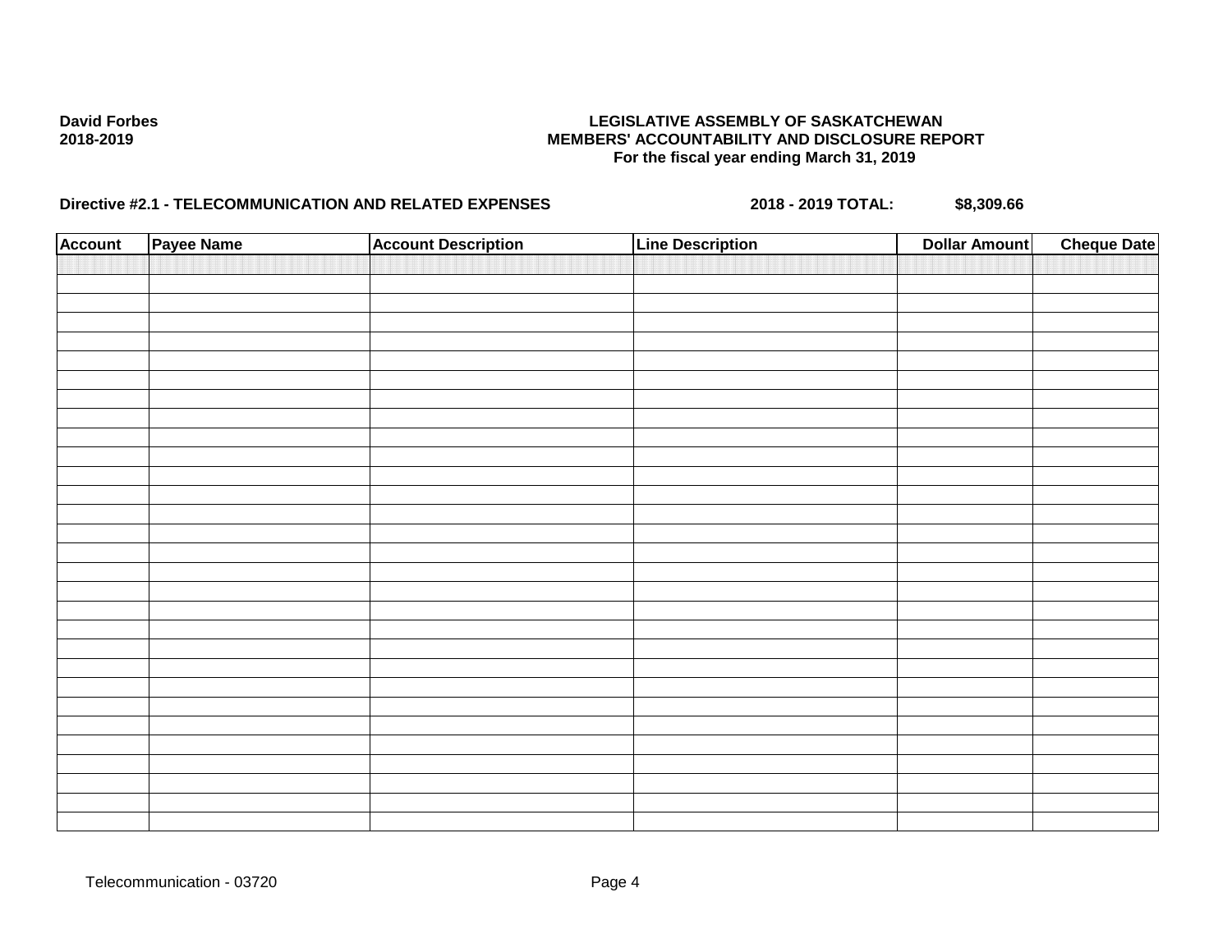David Forbes
2018-2019

**LEGISLATIVE ASSEMBLY OF SASKATCHEWAN**
**MEMBERS' ACCOUNTABILITY AND DISCLOSURE REPORT**
**For the fiscal year ending March 31, 2019**

**Directive #2.1 - TELECOMMUNICATION AND RELATED EXPENSES** **2018 - 2019 TOTAL: $8,309.66**

| Account | Payee Name | Account Description | Line Description | Dollar Amount | Cheque Date |
|---|---|---|---|---|---|
| | | | | | |

Telecommunication - 03720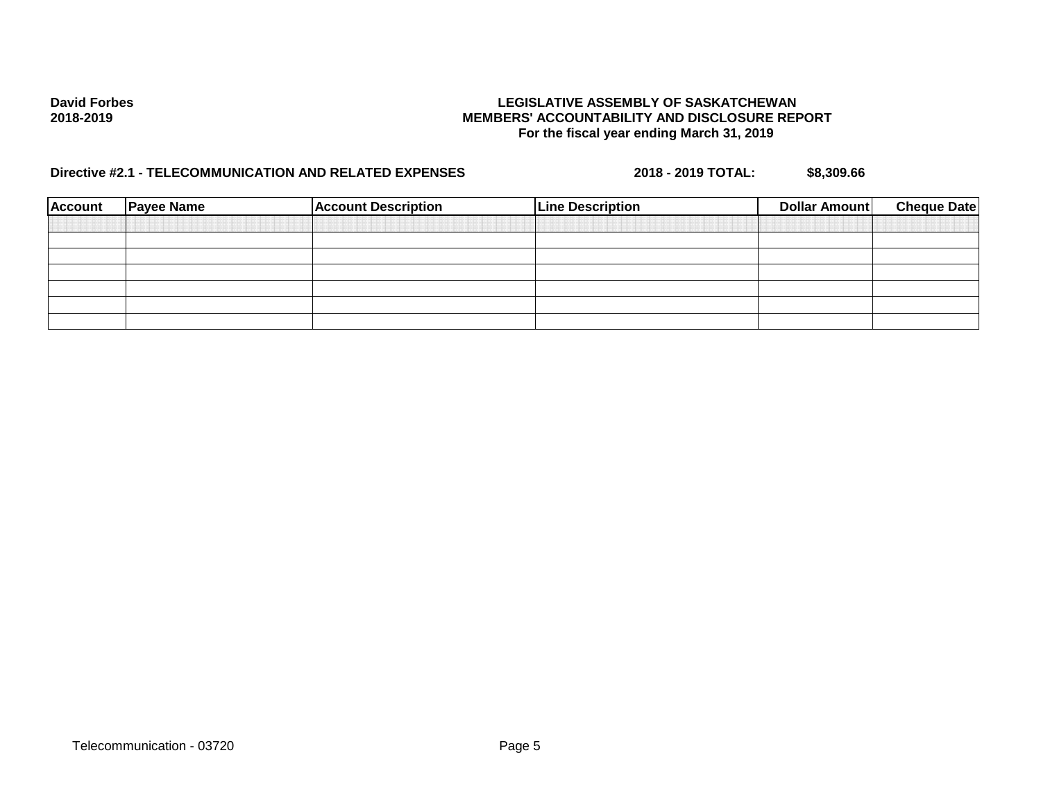**David Forbes**
**2018-2019**

**LEGISLATIVE ASSEMBLY OF SASKATCHEWAN**
**MEMBERS' ACCOUNTABILITY AND DISCLOSURE REPORT**
**For the fiscal year ending March 31, 2019**

**Directive #2.1 - TELECOMMUNICATION AND RELATED EXPENSES** **2018 - 2019 TOTAL: $8,309.66**

| Account | Payee Name | Account Description | Line Description | Dollar Amount | Cheque Date |
|---|---|---|---|---|---|
| | | | | | |
| | | | | | |
| | | | | | |
| | | | | | |
| | | | | | |
| | | | | | |
| | | | | | |

Telecommunication - 03720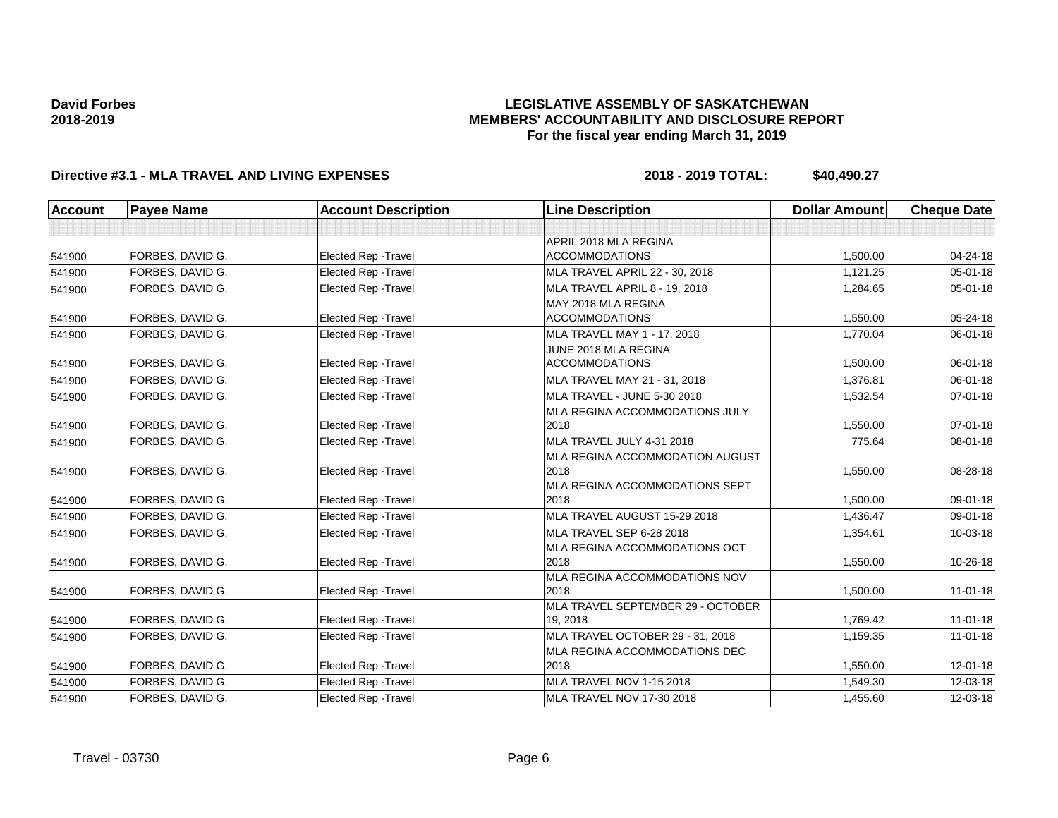**David Forbes**
**2018-2019**

# LEGISLATIVE ASSEMBLY OF SASKATCHEWAN
## MEMBERS' ACCOUNTABILITY AND DISCLOSURE REPORT
### For the fiscal year ending March 31, 2019

**Directive #3.1 - MLA TRAVEL AND LIVING EXPENSES** **2018 - 2019 TOTAL: $40,490.27**

| Account | Payee Name | Account Description | Line Description | Dollar Amount | Cheque Date |
|---|---|---|---|---|---|
| | | | | | |
| 541900 | FORBES, DAVID G. | Elected Rep -Travel | APRIL 2018 MLA REGINA ACCOMMODATIONS | 1,500.00 | 04-24-18 |
| 541900 | FORBES, DAVID G. | Elected Rep -Travel | MLA TRAVEL APRIL 22 - 30, 2018 | 1,121.25 | 05-01-18 |
| 541900 | FORBES, DAVID G. | Elected Rep -Travel | MLA TRAVEL APRIL 8 - 19, 2018 | 1,284.65 | 05-01-18 |
| 541900 | FORBES, DAVID G. | Elected Rep -Travel | MAY 2018 MLA REGINA ACCOMMODATIONS | 1,550.00 | 05-24-18 |
| 541900 | FORBES, DAVID G. | Elected Rep -Travel | MLA TRAVEL MAY 1 - 17, 2018 | 1,770.04 | 06-01-18 |
| 541900 | FORBES, DAVID G. | Elected Rep -Travel | JUNE 2018 MLA REGINA ACCOMMODATIONS | 1,500.00 | 06-01-18 |
| 541900 | FORBES, DAVID G. | Elected Rep -Travel | MLA TRAVEL MAY 21 - 31, 2018 | 1,376.81 | 06-01-18 |
| 541900 | FORBES, DAVID G. | Elected Rep -Travel | MLA TRAVEL - JUNE 5-30 2018 | 1,532.54 | 07-01-18 |
| 541900 | FORBES, DAVID G. | Elected Rep -Travel | MLA REGINA ACCOMMODATIONS JULY 2018 | 1,550.00 | 07-01-18 |
| 541900 | FORBES, DAVID G. | Elected Rep -Travel | MLA TRAVEL JULY 4-31 2018 | 775.64 | 08-01-18 |
| 541900 | FORBES, DAVID G. | Elected Rep -Travel | MLA REGINA ACCOMMODATION AUGUST 2018 | 1,550.00 | 08-28-18 |
| 541900 | FORBES, DAVID G. | Elected Rep -Travel | MLA REGINA ACCOMMODATIONS SEPT 2018 | 1,500.00 | 09-01-18 |
| 541900 | FORBES, DAVID G. | Elected Rep -Travel | MLA TRAVEL AUGUST 15-29 2018 | 1,436.47 | 09-01-18 |
| 541900 | FORBES, DAVID G. | Elected Rep -Travel | MLA TRAVEL SEP 6-28 2018 | 1,354.61 | 10-03-18 |
| 541900 | FORBES, DAVID G. | Elected Rep -Travel | MLA REGINA ACCOMMODATIONS OCT 2018 | 1,550.00 | 10-26-18 |
| 541900 | FORBES, DAVID G. | Elected Rep -Travel | MLA REGINA ACCOMMODATIONS NOV 2018 | 1,500.00 | 11-01-18 |
| 541900 | FORBES, DAVID G. | Elected Rep -Travel | MLA TRAVEL SEPTEMBER 29 - OCTOBER 19, 2018 | 1,769.42 | 11-01-18 |
| 541900 | FORBES, DAVID G. | Elected Rep -Travel | MLA TRAVEL OCTOBER 29 - 31, 2018 | 1,159.35 | 11-01-18 |
| 541900 | FORBES, DAVID G. | Elected Rep -Travel | MLA REGINA ACCOMMODATIONS DEC 2018 | 1,550.00 | 12-01-18 |
| 541900 | FORBES, DAVID G. | Elected Rep -Travel | MLA TRAVEL NOV 1-15 2018 | 1,549.30 | 12-03-18 |
| 541900 | FORBES, DAVID G. | Elected Rep -Travel | MLA TRAVEL NOV 17-30 2018 | 1,455.60 | 12-03-18 |

Travel - 03730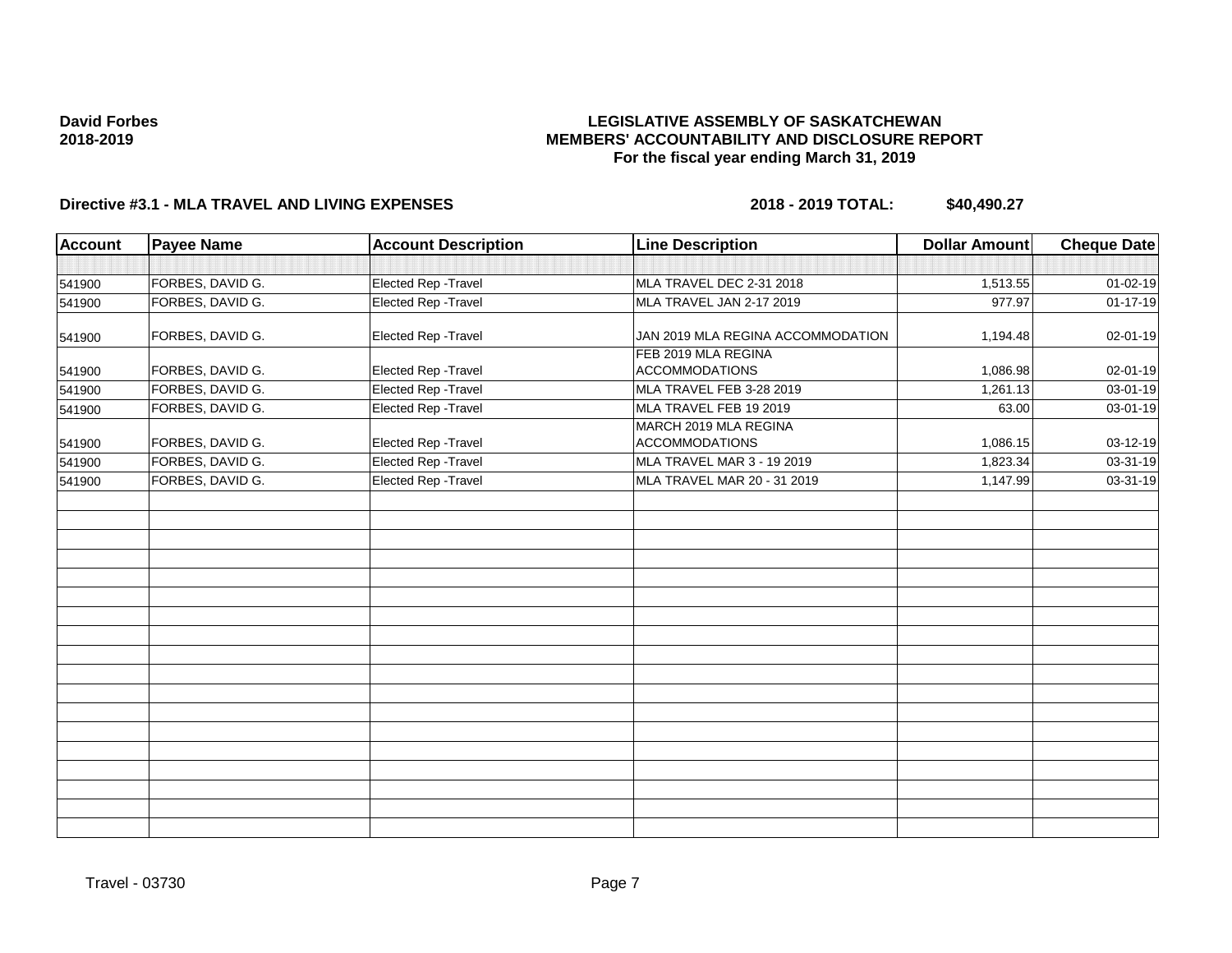**David Forbes**
**2018-2019**

**LEGISLATIVE ASSEMBLY OF SASKATCHEWAN**
**MEMBERS' ACCOUNTABILITY AND DISCLOSURE REPORT**
**For the fiscal year ending March 31, 2019**

**Directive #3.1 - MLA TRAVEL AND LIVING EXPENSES** **2018 - 2019 TOTAL: $40,490.27**

| Account | Payee Name | Account Description | Line Description | Dollar Amount | Cheque Date |
|---|---|---|---|---|---|
| | | | | | |
| 541900 | FORBES, DAVID G. | Elected Rep -Travel | MLA TRAVEL DEC 2-31 2018 | 1,513.55 | 01-02-19 |
| 541900 | FORBES, DAVID G. | Elected Rep -Travel | MLA TRAVEL JAN 2-17 2019 | 977.97 | 01-17-19 |
| 541900 | FORBES, DAVID G. | Elected Rep -Travel | JAN 2019 MLA REGINA ACCOMMODATION | 1,194.48 | 02-01-19 |
| 541900 | FORBES, DAVID G. | Elected Rep -Travel | FEB 2019 MLA REGINA ACCOMMODATIONS | 1,086.98 | 02-01-19 |
| 541900 | FORBES, DAVID G. | Elected Rep -Travel | MLA TRAVEL FEB 3-28 2019 | 1,261.13 | 03-01-19 |
| 541900 | FORBES, DAVID G. | Elected Rep -Travel | MLA TRAVEL FEB 19 2019 | 63.00 | 03-01-19 |
| 541900 | FORBES, DAVID G. | Elected Rep -Travel | MARCH 2019 MLA REGINA ACCOMMODATIONS | 1,086.15 | 03-12-19 |
| 541900 | FORBES, DAVID G. | Elected Rep -Travel | MLA TRAVEL MAR 3 - 19 2019 | 1,823.34 | 03-31-19 |
| 541900 | FORBES, DAVID G. | Elected Rep -Travel | MLA TRAVEL MAR 20 - 31 2019 | 1,147.99 | 03-31-19 |

Travel - 03730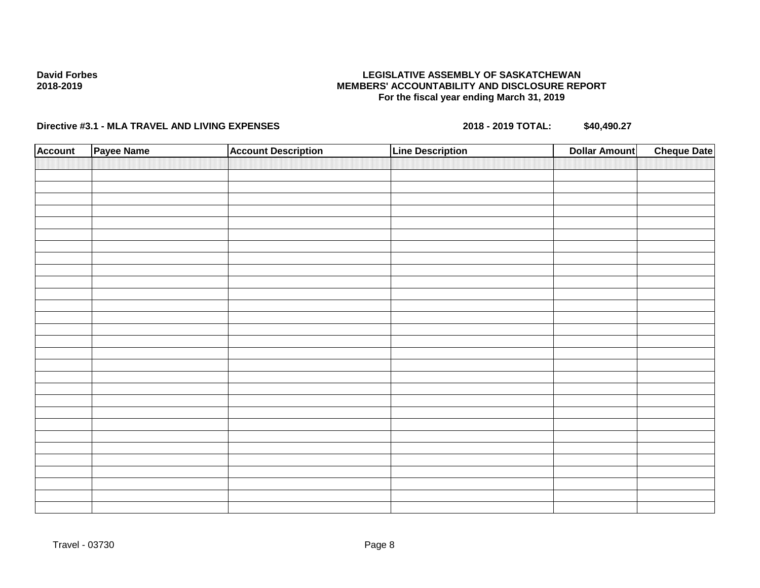**David Forbes**
**2018-2019**

**LEGISLATIVE ASSEMBLY OF SASKATCHEWAN**
**MEMBERS' ACCOUNTABILITY AND DISCLOSURE REPORT**
**For the fiscal year ending March 31, 2019**

**Directive #3.1 - MLA TRAVEL AND LIVING EXPENSES** **2018 - 2019 TOTAL:** **$40,490.27**

| Account | Payee Name | Account Description | Line Description | Dollar Amount | Cheque Date |
|---|---|---|---|---|---|
| | | | | | |

Travel - 03730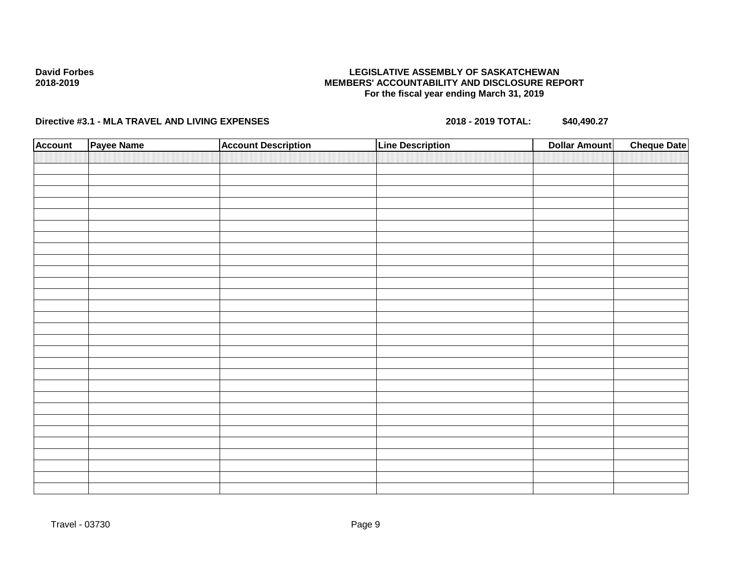David Forbes
2018-2019

**LEGISLATIVE ASSEMBLY OF SASKATCHEWAN**
**MEMBERS' ACCOUNTABILITY AND DISCLOSURE REPORT**
**For the fiscal year ending March 31, 2019**

**Directive #3.1 - MLA TRAVEL AND LIVING EXPENSES** **2018 - 2019 TOTAL: $40,490.27**

| Account | Payee Name | Account Description | Line Description | Dollar Amount | Cheque Date |
|---|---|---|---|---|---|
| | | | | | |

Travel - 03730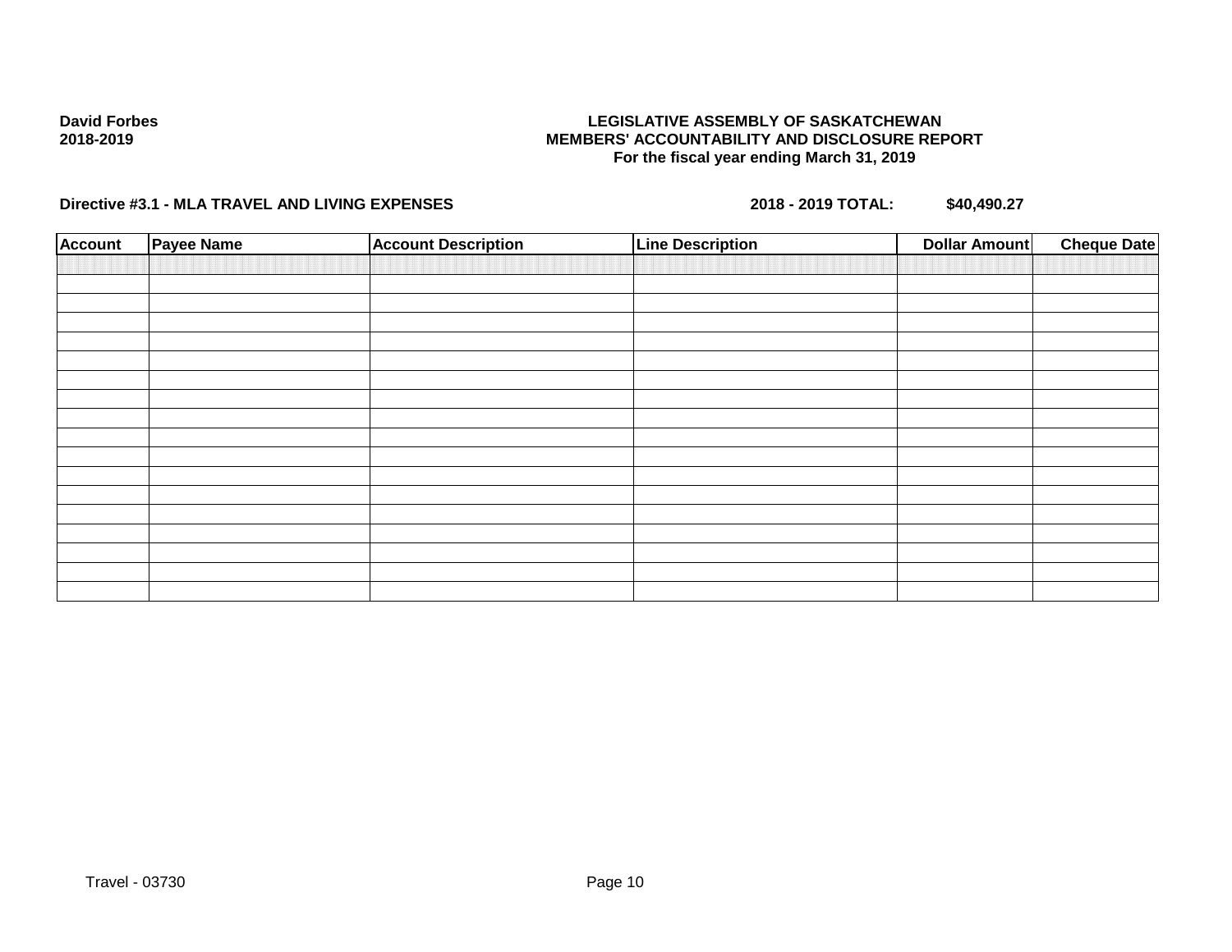David Forbes
2018-2019

**LEGISLATIVE ASSEMBLY OF SASKATCHEWAN**
**MEMBERS' ACCOUNTABILITY AND DISCLOSURE REPORT**
**For the fiscal year ending March 31, 2019**

**Directive #3.1 - MLA TRAVEL AND LIVING EXPENSES** **2018 - 2019 TOTAL: $40,490.27**

| Account | Payee Name | Account Description | Line Description | Dollar Amount | Cheque Date |
|---|---|---|---|---|---|
| | | | | | |
| | | | | | |
| | | | | | |
| | | | | | |
| | | | | | |
| | | | | | |
| | | | | | |
| | | | | | |
| | | | | | |
| | | | | | |
| | | | | | |
| | | | | | |
| | | | | | |
| | | | | | |
| | | | | | |
| | | | | | |
| | | | | | |
| | | | | | |

Travel - 03730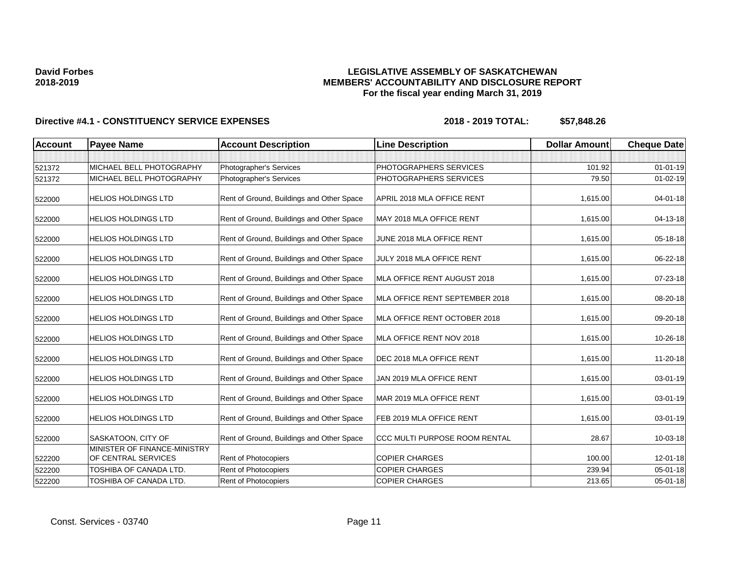**David Forbes**
**2018-2019**

**LEGISLATIVE ASSEMBLY OF SASKATCHEWAN**
**MEMBERS' ACCOUNTABILITY AND DISCLOSURE REPORT**
**For the fiscal year ending March 31, 2019**

**Directive #4.1 - CONSTITUENCY SERVICE EXPENSES** **2018 - 2019 TOTAL: $57,848.26**

| Account | Payee Name | Account Description | Line Description | Dollar Amount | Cheque Date |
|---|---|---|---|---|---|
| | | | | | |
| 521372 | MICHAEL BELL PHOTOGRAPHY | Photographer's Services | PHOTOGRAPHERS SERVICES | 101.92 | 01-01-19 |
| 521372 | MICHAEL BELL PHOTOGRAPHY | Photographer's Services | PHOTOGRAPHERS SERVICES | 79.50 | 01-02-19 |
| 522000 | HELIOS HOLDINGS LTD | Rent of Ground, Buildings and Other Space | APRIL 2018 MLA OFFICE RENT | 1,615.00 | 04-01-18 |
| 522000 | HELIOS HOLDINGS LTD | Rent of Ground, Buildings and Other Space | MAY 2018 MLA OFFICE RENT | 1,615.00 | 04-13-18 |
| 522000 | HELIOS HOLDINGS LTD | Rent of Ground, Buildings and Other Space | JUNE 2018 MLA OFFICE RENT | 1,615.00 | 05-18-18 |
| 522000 | HELIOS HOLDINGS LTD | Rent of Ground, Buildings and Other Space | JULY 2018 MLA OFFICE RENT | 1,615.00 | 06-22-18 |
| 522000 | HELIOS HOLDINGS LTD | Rent of Ground, Buildings and Other Space | MLA OFFICE RENT AUGUST 2018 | 1,615.00 | 07-23-18 |
| 522000 | HELIOS HOLDINGS LTD | Rent of Ground, Buildings and Other Space | MLA OFFICE RENT SEPTEMBER 2018 | 1,615.00 | 08-20-18 |
| 522000 | HELIOS HOLDINGS LTD | Rent of Ground, Buildings and Other Space | MLA OFFICE RENT OCTOBER 2018 | 1,615.00 | 09-20-18 |
| 522000 | HELIOS HOLDINGS LTD | Rent of Ground, Buildings and Other Space | MLA OFFICE RENT NOV 2018 | 1,615.00 | 10-26-18 |
| 522000 | HELIOS HOLDINGS LTD | Rent of Ground, Buildings and Other Space | DEC 2018 MLA OFFICE RENT | 1,615.00 | 11-20-18 |
| 522000 | HELIOS HOLDINGS LTD | Rent of Ground, Buildings and Other Space | JAN 2019 MLA OFFICE RENT | 1,615.00 | 03-01-19 |
| 522000 | HELIOS HOLDINGS LTD | Rent of Ground, Buildings and Other Space | MAR 2019 MLA OFFICE RENT | 1,615.00 | 03-01-19 |
| 522000 | HELIOS HOLDINGS LTD | Rent of Ground, Buildings and Other Space | FEB 2019 MLA OFFICE RENT | 1,615.00 | 03-01-19 |
| 522000 | SASKATOON, CITY OF | Rent of Ground, Buildings and Other Space | CCC MULTI PURPOSE ROOM RENTAL | 28.67 | 10-03-18 |
| 522200 | MINISTER OF FINANCE-MINISTRY OF CENTRAL SERVICES | Rent of Photocopiers | COPIER CHARGES | 100.00 | 12-01-18 |
| 522200 | TOSHIBA OF CANADA LTD. | Rent of Photocopiers | COPIER CHARGES | 239.94 | 05-01-18 |
| 522200 | TOSHIBA OF CANADA LTD. | Rent of Photocopiers | COPIER CHARGES | 213.65 | 05-01-18 |

Const. Services - 03740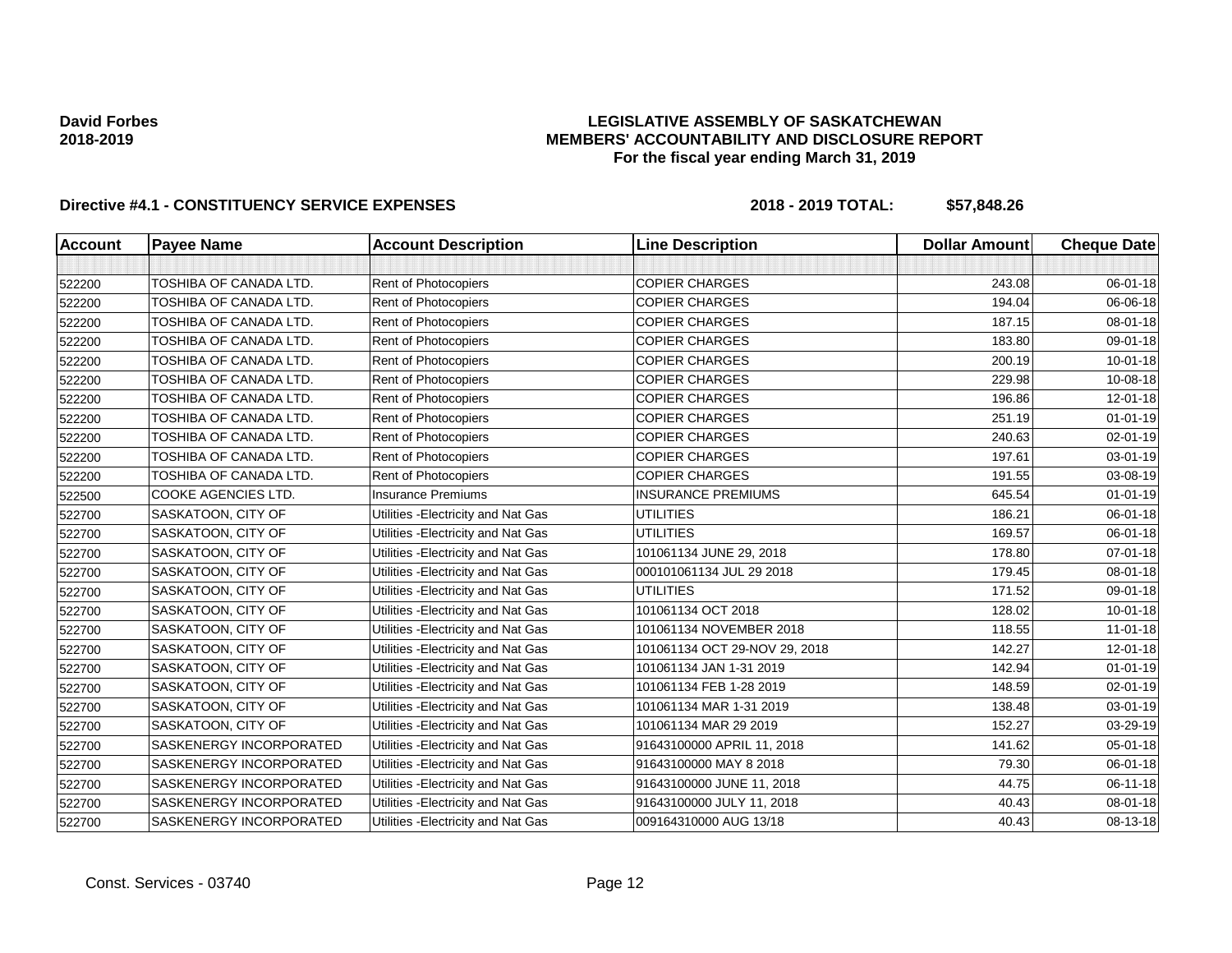**David Forbes**
**2018-2019**

**LEGISLATIVE ASSEMBLY OF SASKATCHEWAN**
**MEMBERS' ACCOUNTABILITY AND DISCLOSURE REPORT**
**For the fiscal year ending March 31, 2019**

**Directive #4.1 - CONSTITUENCY SERVICE EXPENSES** **2018 - 2019 TOTAL: $57,848.26**

| Account | Payee Name | Account Description | Line Description | Dollar Amount | Cheque Date |
|---|---|---|---|---|---|
| | | | | | |
| 522200 | TOSHIBA OF CANADA LTD. | Rent of Photocopiers | COPIER CHARGES | 243.08 | 06-01-18 |
| 522200 | TOSHIBA OF CANADA LTD. | Rent of Photocopiers | COPIER CHARGES | 194.04 | 06-06-18 |
| 522200 | TOSHIBA OF CANADA LTD. | Rent of Photocopiers | COPIER CHARGES | 187.15 | 08-01-18 |
| 522200 | TOSHIBA OF CANADA LTD. | Rent of Photocopiers | COPIER CHARGES | 183.80 | 09-01-18 |
| 522200 | TOSHIBA OF CANADA LTD. | Rent of Photocopiers | COPIER CHARGES | 200.19 | 10-01-18 |
| 522200 | TOSHIBA OF CANADA LTD. | Rent of Photocopiers | COPIER CHARGES | 229.98 | 10-08-18 |
| 522200 | TOSHIBA OF CANADA LTD. | Rent of Photocopiers | COPIER CHARGES | 196.86 | 12-01-18 |
| 522200 | TOSHIBA OF CANADA LTD. | Rent of Photocopiers | COPIER CHARGES | 251.19 | 01-01-19 |
| 522200 | TOSHIBA OF CANADA LTD. | Rent of Photocopiers | COPIER CHARGES | 240.63 | 02-01-19 |
| 522200 | TOSHIBA OF CANADA LTD. | Rent of Photocopiers | COPIER CHARGES | 197.61 | 03-01-19 |
| 522200 | TOSHIBA OF CANADA LTD. | Rent of Photocopiers | COPIER CHARGES | 191.55 | 03-08-19 |
| 522500 | COOKE AGENCIES LTD. | Insurance Premiums | INSURANCE PREMIUMS | 645.54 | 01-01-19 |
| 522700 | SASKATOON, CITY OF | Utilities -Electricity and Nat Gas | UTILITIES | 186.21 | 06-01-18 |
| 522700 | SASKATOON, CITY OF | Utilities -Electricity and Nat Gas | UTILITIES | 169.57 | 06-01-18 |
| 522700 | SASKATOON, CITY OF | Utilities -Electricity and Nat Gas | 101061134 JUNE 29, 2018 | 178.80 | 07-01-18 |
| 522700 | SASKATOON, CITY OF | Utilities -Electricity and Nat Gas | 000101061134 JUL 29 2018 | 179.45 | 08-01-18 |
| 522700 | SASKATOON, CITY OF | Utilities -Electricity and Nat Gas | UTILITIES | 171.52 | 09-01-18 |
| 522700 | SASKATOON, CITY OF | Utilities -Electricity and Nat Gas | 101061134 OCT 2018 | 128.02 | 10-01-18 |
| 522700 | SASKATOON, CITY OF | Utilities -Electricity and Nat Gas | 101061134 NOVEMBER 2018 | 118.55 | 11-01-18 |
| 522700 | SASKATOON, CITY OF | Utilities -Electricity and Nat Gas | 101061134 OCT 29-NOV 29, 2018 | 142.27 | 12-01-18 |
| 522700 | SASKATOON, CITY OF | Utilities -Electricity and Nat Gas | 101061134 JAN 1-31 2019 | 142.94 | 01-01-19 |
| 522700 | SASKATOON, CITY OF | Utilities -Electricity and Nat Gas | 101061134 FEB 1-28 2019 | 148.59 | 02-01-19 |
| 522700 | SASKATOON, CITY OF | Utilities -Electricity and Nat Gas | 101061134 MAR 1-31 2019 | 138.48 | 03-01-19 |
| 522700 | SASKATOON, CITY OF | Utilities -Electricity and Nat Gas | 101061134 MAR 29 2019 | 152.27 | 03-29-19 |
| 522700 | SASKENERGY INCORPORATED | Utilities -Electricity and Nat Gas | 91643100000 APRIL 11, 2018 | 141.62 | 05-01-18 |
| 522700 | SASKENERGY INCORPORATED | Utilities -Electricity and Nat Gas | 91643100000 MAY 8 2018 | 79.30 | 06-01-18 |
| 522700 | SASKENERGY INCORPORATED | Utilities -Electricity and Nat Gas | 91643100000 JUNE 11, 2018 | 44.75 | 06-11-18 |
| 522700 | SASKENERGY INCORPORATED | Utilities -Electricity and Nat Gas | 91643100000 JULY 11, 2018 | 40.43 | 08-01-18 |
| 522700 | SASKENERGY INCORPORATED | Utilities -Electricity and Nat Gas | 009164310000 AUG 13/18 | 40.43 | 08-13-18 |

Const. Services - 03740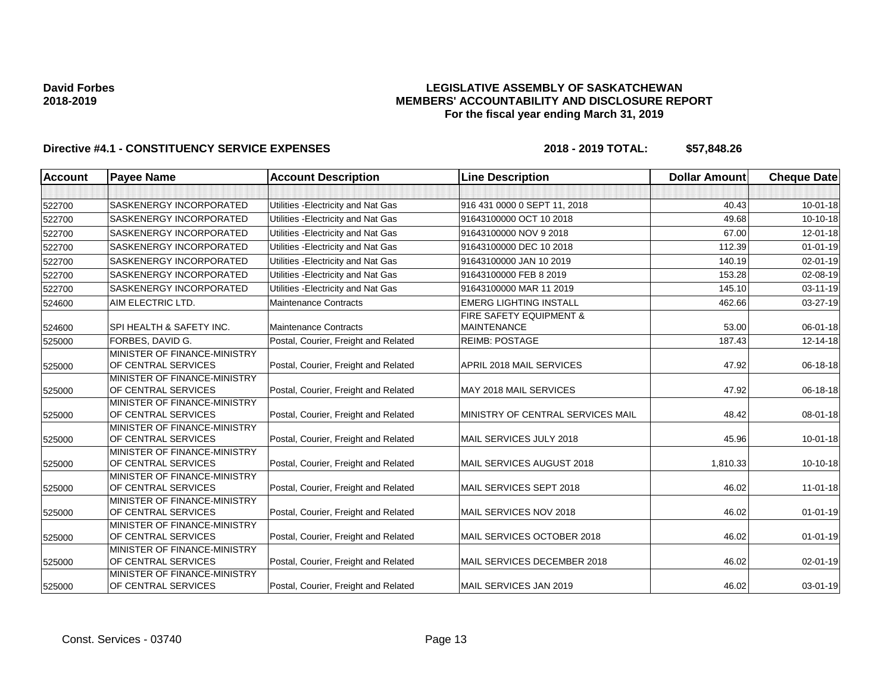**David Forbes**
**2018-2019**

# LEGISLATIVE ASSEMBLY OF SASKATCHEWAN
## MEMBERS' ACCOUNTABILITY AND DISCLOSURE REPORT
### For the fiscal year ending March 31, 2019

**Directive #4.1 - CONSTITUENCY SERVICE EXPENSES** **2018 - 2019 TOTAL: $57,848.26**

| Account | Payee Name | Account Description | Line Description | Dollar Amount | Cheque Date |
|---|---|---|---|---|---|
| 522700 | SASKENERGY INCORPORATED | Utilities -Electricity and Nat Gas | 916 431 0000 0 SEPT 11, 2018 | 40.43 | 10-01-18 |
| 522700 | SASKENERGY INCORPORATED | Utilities -Electricity and Nat Gas | 91643100000 OCT 10 2018 | 49.68 | 10-10-18 |
| 522700 | SASKENERGY INCORPORATED | Utilities -Electricity and Nat Gas | 91643100000 NOV 9 2018 | 67.00 | 12-01-18 |
| 522700 | SASKENERGY INCORPORATED | Utilities -Electricity and Nat Gas | 91643100000 DEC 10 2018 | 112.39 | 01-01-19 |
| 522700 | SASKENERGY INCORPORATED | Utilities -Electricity and Nat Gas | 91643100000 JAN 10 2019 | 140.19 | 02-01-19 |
| 522700 | SASKENERGY INCORPORATED | Utilities -Electricity and Nat Gas | 91643100000 FEB 8 2019 | 153.28 | 02-08-19 |
| 522700 | SASKENERGY INCORPORATED | Utilities -Electricity and Nat Gas | 91643100000 MAR 11 2019 | 145.10 | 03-11-19 |
| 524600 | AIM ELECTRIC LTD. | Maintenance Contracts | EMERG LIGHTING INSTALL | 462.66 | 03-27-19 |
| 524600 | SPI HEALTH & SAFETY INC. | Maintenance Contracts | FIRE SAFETY EQUIPMENT & MAINTENANCE | 53.00 | 06-01-18 |
| 525000 | FORBES, DAVID G. | Postal, Courier, Freight and Related | REIMB: POSTAGE | 187.43 | 12-14-18 |
| 525000 | MINISTER OF FINANCE-MINISTRY OF CENTRAL SERVICES | Postal, Courier, Freight and Related | APRIL 2018 MAIL SERVICES | 47.92 | 06-18-18 |
| 525000 | MINISTER OF FINANCE-MINISTRY OF CENTRAL SERVICES | Postal, Courier, Freight and Related | MAY 2018 MAIL SERVICES | 47.92 | 06-18-18 |
| 525000 | MINISTER OF FINANCE-MINISTRY OF CENTRAL SERVICES | Postal, Courier, Freight and Related | MINISTRY OF CENTRAL SERVICES MAIL | 48.42 | 08-01-18 |
| 525000 | MINISTER OF FINANCE-MINISTRY OF CENTRAL SERVICES | Postal, Courier, Freight and Related | MAIL SERVICES JULY 2018 | 45.96 | 10-01-18 |
| 525000 | MINISTER OF FINANCE-MINISTRY OF CENTRAL SERVICES | Postal, Courier, Freight and Related | MAIL SERVICES AUGUST 2018 | 1,810.33 | 10-10-18 |
| 525000 | MINISTER OF FINANCE-MINISTRY OF CENTRAL SERVICES | Postal, Courier, Freight and Related | MAIL SERVICES SEPT 2018 | 46.02 | 11-01-18 |
| 525000 | MINISTER OF FINANCE-MINISTRY OF CENTRAL SERVICES | Postal, Courier, Freight and Related | MAIL SERVICES NOV 2018 | 46.02 | 01-01-19 |
| 525000 | MINISTER OF FINANCE-MINISTRY OF CENTRAL SERVICES | Postal, Courier, Freight and Related | MAIL SERVICES OCTOBER 2018 | 46.02 | 01-01-19 |
| 525000 | MINISTER OF FINANCE-MINISTRY OF CENTRAL SERVICES | Postal, Courier, Freight and Related | MAIL SERVICES DECEMBER 2018 | 46.02 | 02-01-19 |
| 525000 | MINISTER OF FINANCE-MINISTRY OF CENTRAL SERVICES | Postal, Courier, Freight and Related | MAIL SERVICES JAN 2019 | 46.02 | 03-01-19 |

Const. Services - 03740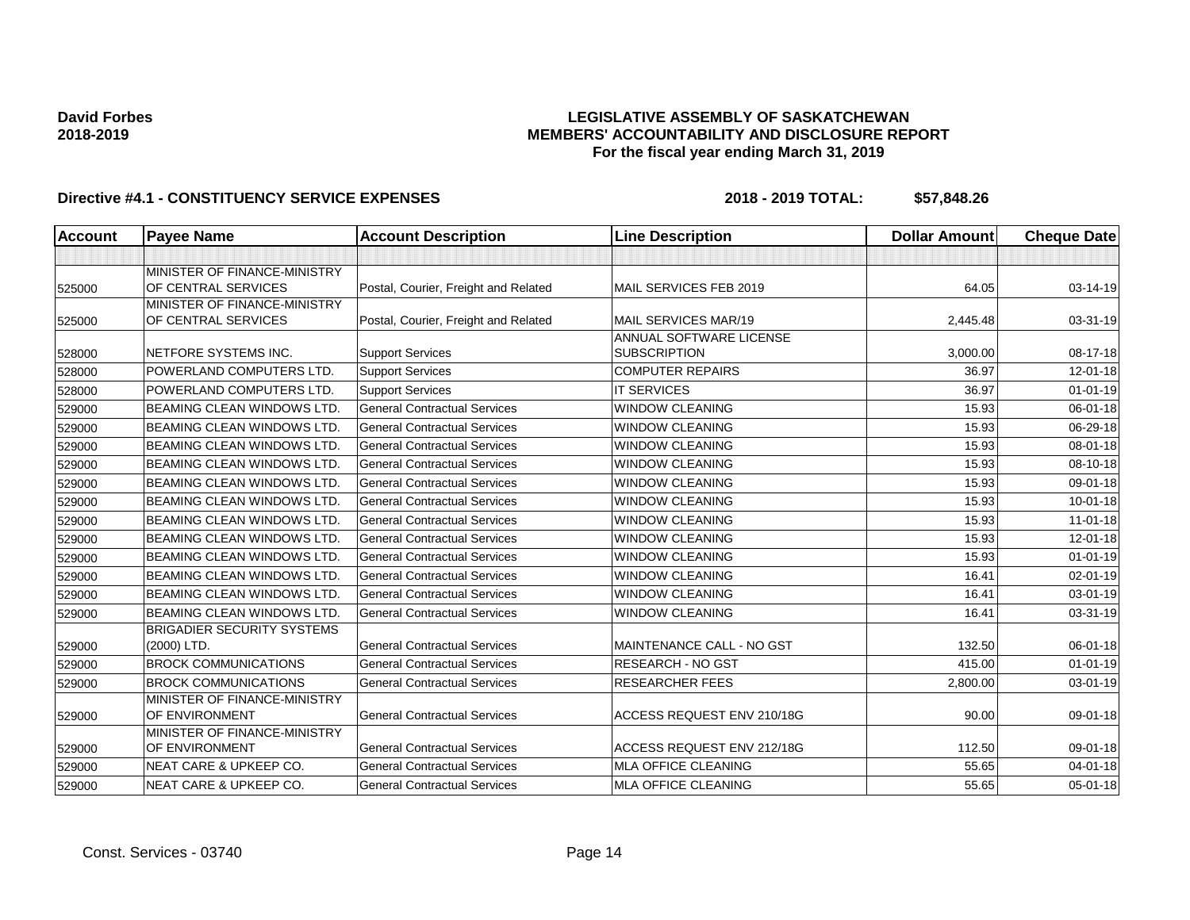**David Forbes**
**2018-2019**

# LEGISLATIVE ASSEMBLY OF SASKATCHEWAN
## MEMBERS' ACCOUNTABILITY AND DISCLOSURE REPORT
### For the fiscal year ending March 31, 2019

**Directive #4.1 - CONSTITUENCY SERVICE EXPENSES** **2018 - 2019 TOTAL: $57,848.26**

| Account | Payee Name | Account Description | Line Description | Dollar Amount | Cheque Date |
|---|---|---|---|---|---|
| | | | | | |
| 525000 | MINISTER OF FINANCE-MINISTRY OF CENTRAL SERVICES | Postal, Courier, Freight and Related | MAIL SERVICES FEB 2019 | 64.05 | 03-14-19 |
| 525000 | MINISTER OF FINANCE-MINISTRY OF CENTRAL SERVICES | Postal, Courier, Freight and Related | MAIL SERVICES MAR/19 | 2,445.48 | 03-31-19 |
| 528000 | NETFORE SYSTEMS INC. | Support Services | ANNUAL SOFTWARE LICENSE SUBSCRIPTION | 3,000.00 | 08-17-18 |
| 528000 | POWERLAND COMPUTERS LTD. | Support Services | COMPUTER REPAIRS | 36.97 | 12-01-18 |
| 528000 | POWERLAND COMPUTERS LTD. | Support Services | IT SERVICES | 36.97 | 01-01-19 |
| 529000 | BEAMING CLEAN WINDOWS LTD. | General Contractual Services | WINDOW CLEANING | 15.93 | 06-01-18 |
| 529000 | BEAMING CLEAN WINDOWS LTD. | General Contractual Services | WINDOW CLEANING | 15.93 | 06-29-18 |
| 529000 | BEAMING CLEAN WINDOWS LTD. | General Contractual Services | WINDOW CLEANING | 15.93 | 08-01-18 |
| 529000 | BEAMING CLEAN WINDOWS LTD. | General Contractual Services | WINDOW CLEANING | 15.93 | 08-10-18 |
| 529000 | BEAMING CLEAN WINDOWS LTD. | General Contractual Services | WINDOW CLEANING | 15.93 | 09-01-18 |
| 529000 | BEAMING CLEAN WINDOWS LTD. | General Contractual Services | WINDOW CLEANING | 15.93 | 10-01-18 |
| 529000 | BEAMING CLEAN WINDOWS LTD. | General Contractual Services | WINDOW CLEANING | 15.93 | 11-01-18 |
| 529000 | BEAMING CLEAN WINDOWS LTD. | General Contractual Services | WINDOW CLEANING | 15.93 | 12-01-18 |
| 529000 | BEAMING CLEAN WINDOWS LTD. | General Contractual Services | WINDOW CLEANING | 15.93 | 01-01-19 |
| 529000 | BEAMING CLEAN WINDOWS LTD. | General Contractual Services | WINDOW CLEANING | 16.41 | 02-01-19 |
| 529000 | BEAMING CLEAN WINDOWS LTD. | General Contractual Services | WINDOW CLEANING | 16.41 | 03-01-19 |
| 529000 | BEAMING CLEAN WINDOWS LTD. | General Contractual Services | WINDOW CLEANING | 16.41 | 03-31-19 |
| 529000 | BRIGADIER SECURITY SYSTEMS (2000) LTD. | General Contractual Services | MAINTENANCE CALL - NO GST | 132.50 | 06-01-18 |
| 529000 | BROCK COMMUNICATIONS | General Contractual Services | RESEARCH - NO GST | 415.00 | 01-01-19 |
| 529000 | BROCK COMMUNICATIONS | General Contractual Services | RESEARCHER FEES | 2,800.00 | 03-01-19 |
| 529000 | MINISTER OF FINANCE-MINISTRY OF ENVIRONMENT | General Contractual Services | ACCESS REQUEST ENV 210/18G | 90.00 | 09-01-18 |
| 529000 | MINISTER OF FINANCE-MINISTRY OF ENVIRONMENT | General Contractual Services | ACCESS REQUEST ENV 212/18G | 112.50 | 09-01-18 |
| 529000 | NEAT CARE & UPKEEP CO. | General Contractual Services | MLA OFFICE CLEANING | 55.65 | 04-01-18 |
| 529000 | NEAT CARE & UPKEEP CO. | General Contractual Services | MLA OFFICE CLEANING | 55.65 | 05-01-18 |

Const. Services - 03740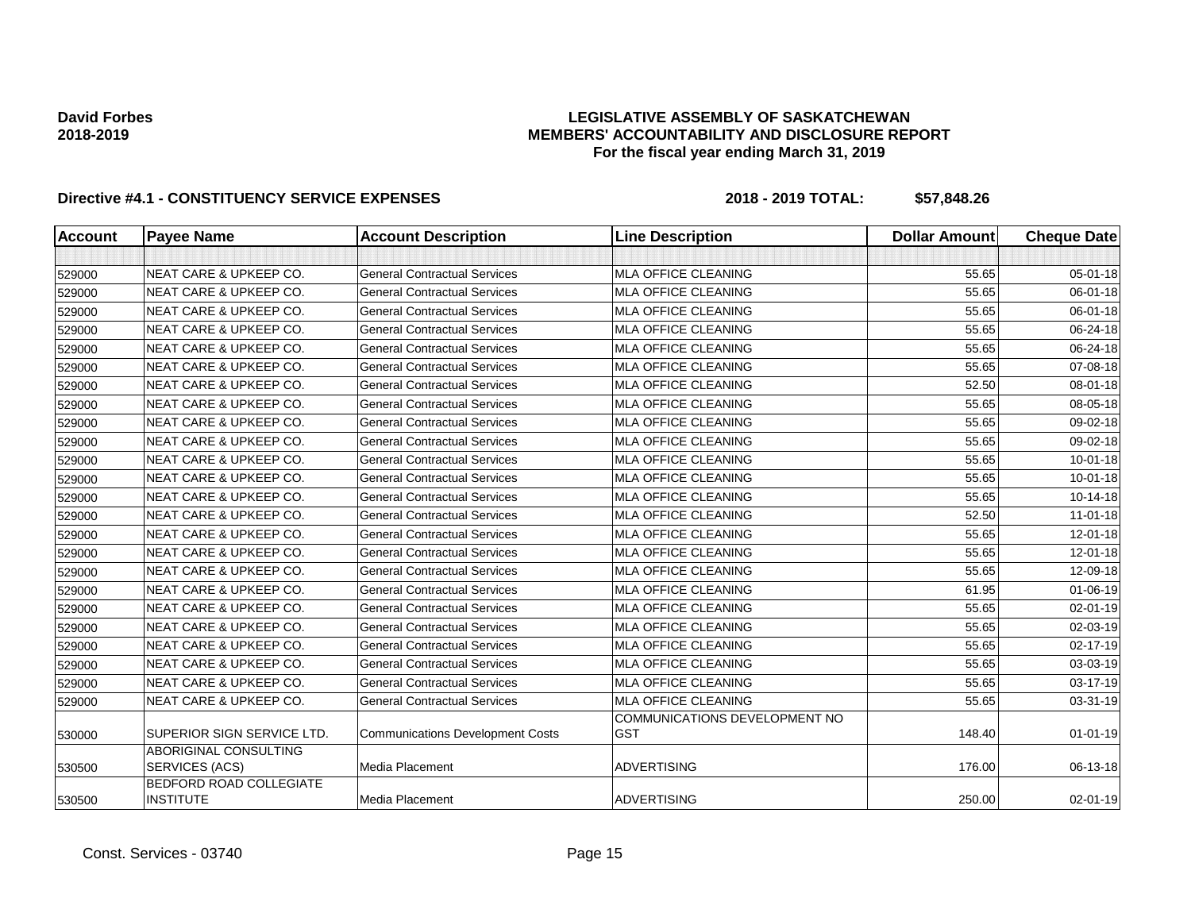**David Forbes**
**2018-2019**

**LEGISLATIVE ASSEMBLY OF SASKATCHEWAN**
**MEMBERS' ACCOUNTABILITY AND DISCLOSURE REPORT**
**For the fiscal year ending March 31, 2019**

**Directive #4.1 - CONSTITUENCY SERVICE EXPENSES** **2018 - 2019 TOTAL: $57,848.26**

| Account | Payee Name | Account Description | Line Description | Dollar Amount | Cheque Date |
|---|---|---|---|---|---|
| | | | | | |
| 529000 | NEAT CARE & UPKEEP CO. | General Contractual Services | MLA OFFICE CLEANING | 55.65 | 05-01-18 |
| 529000 | NEAT CARE & UPKEEP CO. | General Contractual Services | MLA OFFICE CLEANING | 55.65 | 06-01-18 |
| 529000 | NEAT CARE & UPKEEP CO. | General Contractual Services | MLA OFFICE CLEANING | 55.65 | 06-01-18 |
| 529000 | NEAT CARE & UPKEEP CO. | General Contractual Services | MLA OFFICE CLEANING | 55.65 | 06-24-18 |
| 529000 | NEAT CARE & UPKEEP CO. | General Contractual Services | MLA OFFICE CLEANING | 55.65 | 06-24-18 |
| 529000 | NEAT CARE & UPKEEP CO. | General Contractual Services | MLA OFFICE CLEANING | 55.65 | 07-08-18 |
| 529000 | NEAT CARE & UPKEEP CO. | General Contractual Services | MLA OFFICE CLEANING | 52.50 | 08-01-18 |
| 529000 | NEAT CARE & UPKEEP CO. | General Contractual Services | MLA OFFICE CLEANING | 55.65 | 08-05-18 |
| 529000 | NEAT CARE & UPKEEP CO. | General Contractual Services | MLA OFFICE CLEANING | 55.65 | 09-02-18 |
| 529000 | NEAT CARE & UPKEEP CO. | General Contractual Services | MLA OFFICE CLEANING | 55.65 | 09-02-18 |
| 529000 | NEAT CARE & UPKEEP CO. | General Contractual Services | MLA OFFICE CLEANING | 55.65 | 10-01-18 |
| 529000 | NEAT CARE & UPKEEP CO. | General Contractual Services | MLA OFFICE CLEANING | 55.65 | 10-01-18 |
| 529000 | NEAT CARE & UPKEEP CO. | General Contractual Services | MLA OFFICE CLEANING | 55.65 | 10-14-18 |
| 529000 | NEAT CARE & UPKEEP CO. | General Contractual Services | MLA OFFICE CLEANING | 52.50 | 11-01-18 |
| 529000 | NEAT CARE & UPKEEP CO. | General Contractual Services | MLA OFFICE CLEANING | 55.65 | 12-01-18 |
| 529000 | NEAT CARE & UPKEEP CO. | General Contractual Services | MLA OFFICE CLEANING | 55.65 | 12-01-18 |
| 529000 | NEAT CARE & UPKEEP CO. | General Contractual Services | MLA OFFICE CLEANING | 55.65 | 12-09-18 |
| 529000 | NEAT CARE & UPKEEP CO. | General Contractual Services | MLA OFFICE CLEANING | 61.95 | 01-06-19 |
| 529000 | NEAT CARE & UPKEEP CO. | General Contractual Services | MLA OFFICE CLEANING | 55.65 | 02-01-19 |
| 529000 | NEAT CARE & UPKEEP CO. | General Contractual Services | MLA OFFICE CLEANING | 55.65 | 02-03-19 |
| 529000 | NEAT CARE & UPKEEP CO. | General Contractual Services | MLA OFFICE CLEANING | 55.65 | 02-17-19 |
| 529000 | NEAT CARE & UPKEEP CO. | General Contractual Services | MLA OFFICE CLEANING | 55.65 | 03-03-19 |
| 529000 | NEAT CARE & UPKEEP CO. | General Contractual Services | MLA OFFICE CLEANING | 55.65 | 03-17-19 |
| 529000 | NEAT CARE & UPKEEP CO. | General Contractual Services | MLA OFFICE CLEANING | 55.65 | 03-31-19 |
| 530000 | SUPERIOR SIGN SERVICE LTD. | Communications Development Costs | COMMUNICATIONS DEVELOPMENT NO GST | 148.40 | 01-01-19 |
| 530500 | ABORIGINAL CONSULTING SERVICES (ACS) | Media Placement | ADVERTISING | 176.00 | 06-13-18 |
| 530500 | BEDFORD ROAD COLLEGIATE INSTITUTE | Media Placement | ADVERTISING | 250.00 | 02-01-19 |

Const. Services - 03740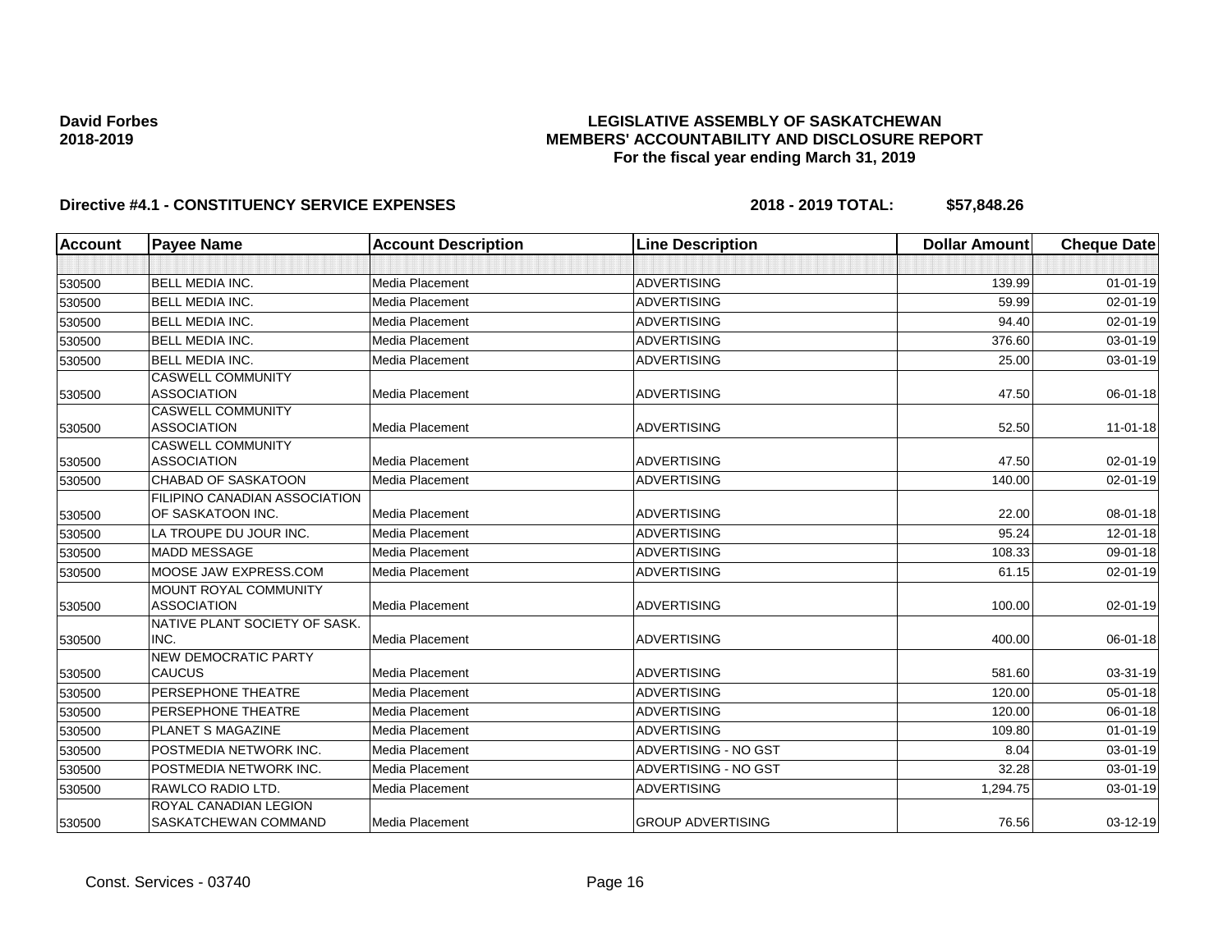**David Forbes**
**2018-2019**

**LEGISLATIVE ASSEMBLY OF SASKATCHEWAN**
**MEMBERS' ACCOUNTABILITY AND DISCLOSURE REPORT**
**For the fiscal year ending March 31, 2019**

**Directive #4.1 - CONSTITUENCY SERVICE EXPENSES** **2018 - 2019 TOTAL: $57,848.26**

| Account | Payee Name | Account Description | Line Description | Dollar Amount | Cheque Date |
|---|---|---|---|---|---|
| | | | | | |
| 530500 | BELL MEDIA INC. | Media Placement | ADVERTISING | 139.99 | 01-01-19 |
| 530500 | BELL MEDIA INC. | Media Placement | ADVERTISING | 59.99 | 02-01-19 |
| 530500 | BELL MEDIA INC. | Media Placement | ADVERTISING | 94.40 | 02-01-19 |
| 530500 | BELL MEDIA INC. | Media Placement | ADVERTISING | 376.60 | 03-01-19 |
| 530500 | BELL MEDIA INC. | Media Placement | ADVERTISING | 25.00 | 03-01-19 |
| 530500 | CASWELL COMMUNITY ASSOCIATION | Media Placement | ADVERTISING | 47.50 | 06-01-18 |
| 530500 | CASWELL COMMUNITY ASSOCIATION | Media Placement | ADVERTISING | 52.50 | 11-01-18 |
| 530500 | CASWELL COMMUNITY ASSOCIATION | Media Placement | ADVERTISING | 47.50 | 02-01-19 |
| 530500 | CHABAD OF SASKATOON | Media Placement | ADVERTISING | 140.00 | 02-01-19 |
| 530500 | FILIPINO CANADIAN ASSOCIATION OF SASKATOON INC. | Media Placement | ADVERTISING | 22.00 | 08-01-18 |
| 530500 | LA TROUPE DU JOUR INC. | Media Placement | ADVERTISING | 95.24 | 12-01-18 |
| 530500 | MADD MESSAGE | Media Placement | ADVERTISING | 108.33 | 09-01-18 |
| 530500 | MOOSE JAW EXPRESS.COM | Media Placement | ADVERTISING | 61.15 | 02-01-19 |
| 530500 | MOUNT ROYAL COMMUNITY ASSOCIATION | Media Placement | ADVERTISING | 100.00 | 02-01-19 |
| 530500 | NATIVE PLANT SOCIETY OF SASK. INC. | Media Placement | ADVERTISING | 400.00 | 06-01-18 |
| 530500 | NEW DEMOCRATIC PARTY CAUCUS | Media Placement | ADVERTISING | 581.60 | 03-31-19 |
| 530500 | PERSEPHONE THEATRE | Media Placement | ADVERTISING | 120.00 | 05-01-18 |
| 530500 | PERSEPHONE THEATRE | Media Placement | ADVERTISING | 120.00 | 06-01-18 |
| 530500 | PLANET S MAGAZINE | Media Placement | ADVERTISING | 109.80 | 01-01-19 |
| 530500 | POSTMEDIA NETWORK INC. | Media Placement | ADVERTISING - NO GST | 8.04 | 03-01-19 |
| 530500 | POSTMEDIA NETWORK INC. | Media Placement | ADVERTISING - NO GST | 32.28 | 03-01-19 |
| 530500 | RAWLCO RADIO LTD. | Media Placement | ADVERTISING | 1,294.75 | 03-01-19 |
| 530500 | ROYAL CANADIAN LEGION SASKATCHEWAN COMMAND | Media Placement | GROUP ADVERTISING | 76.56 | 03-12-19 |

Const. Services - 03740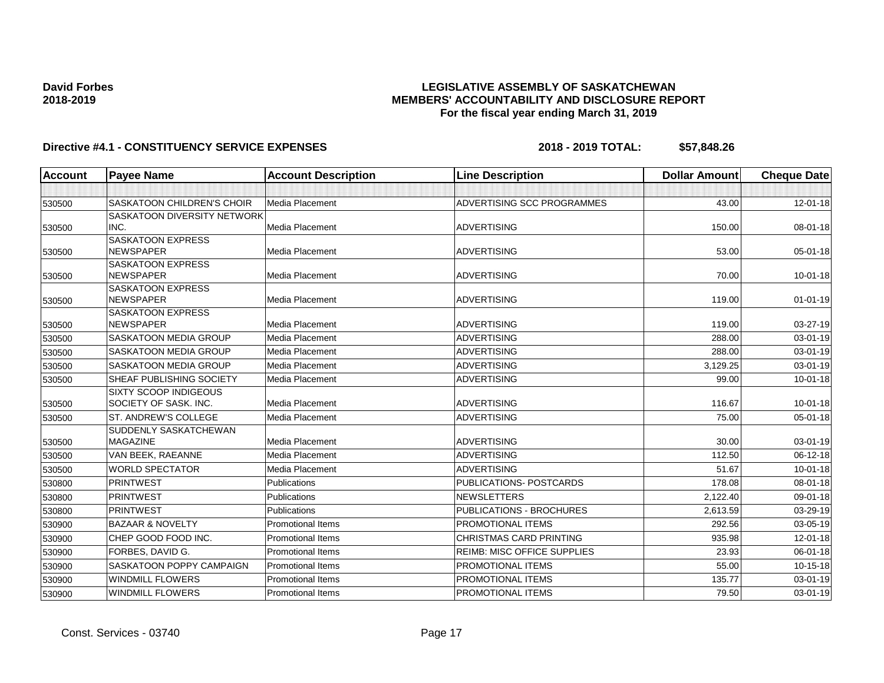**David Forbes**
**2018-2019**

# LEGISLATIVE ASSEMBLY OF SASKATCHEWAN
## MEMBERS' ACCOUNTABILITY AND DISCLOSURE REPORT
### For the fiscal year ending March 31, 2019

**Directive #4.1 - CONSTITUENCY SERVICE EXPENSES** **2018 - 2019 TOTAL: $57,848.26**

| Account | Payee Name | Account Description | Line Description | Dollar Amount | Cheque Date |
|---|---|---|---|---|---|
| | | | | | |
| 530500 | SASKATOON CHILDREN'S CHOIR | Media Placement | ADVERTISING SCC PROGRAMMES | 43.00 | 12-01-18 |
| 530500 | SASKATOON DIVERSITY NETWORK INC. | Media Placement | ADVERTISING | 150.00 | 08-01-18 |
| 530500 | SASKATOON EXPRESS NEWSPAPER | Media Placement | ADVERTISING | 53.00 | 05-01-18 |
| 530500 | SASKATOON EXPRESS NEWSPAPER | Media Placement | ADVERTISING | 70.00 | 10-01-18 |
| 530500 | SASKATOON EXPRESS NEWSPAPER | Media Placement | ADVERTISING | 119.00 | 01-01-19 |
| 530500 | SASKATOON EXPRESS NEWSPAPER | Media Placement | ADVERTISING | 119.00 | 03-27-19 |
| 530500 | SASKATOON MEDIA GROUP | Media Placement | ADVERTISING | 288.00 | 03-01-19 |
| 530500 | SASKATOON MEDIA GROUP | Media Placement | ADVERTISING | 288.00 | 03-01-19 |
| 530500 | SASKATOON MEDIA GROUP | Media Placement | ADVERTISING | 3,129.25 | 03-01-19 |
| 530500 | SHEAF PUBLISHING SOCIETY | Media Placement | ADVERTISING | 99.00 | 10-01-18 |
| 530500 | SIXTY SCOOP INDIGEOUS SOCIETY OF SASK. INC. | Media Placement | ADVERTISING | 116.67 | 10-01-18 |
| 530500 | ST. ANDREW'S COLLEGE | Media Placement | ADVERTISING | 75.00 | 05-01-18 |
| 530500 | SUDDENLY SASKATCHEWAN MAGAZINE | Media Placement | ADVERTISING | 30.00 | 03-01-19 |
| 530500 | VAN BEEK, RAEANNE | Media Placement | ADVERTISING | 112.50 | 06-12-18 |
| 530500 | WORLD SPECTATOR | Media Placement | ADVERTISING | 51.67 | 10-01-18 |
| 530800 | PRINTWEST | Publications | PUBLICATIONS- POSTCARDS | 178.08 | 08-01-18 |
| 530800 | PRINTWEST | Publications | NEWSLETTERS | 2,122.40 | 09-01-18 |
| 530800 | PRINTWEST | Publications | PUBLICATIONS - BROCHURES | 2,613.59 | 03-29-19 |
| 530900 | BAZAAR & NOVELTY | Promotional Items | PROMOTIONAL ITEMS | 292.56 | 03-05-19 |
| 530900 | CHEP GOOD FOOD INC. | Promotional Items | CHRISTMAS CARD PRINTING | 935.98 | 12-01-18 |
| 530900 | FORBES, DAVID G. | Promotional Items | REIMB: MISC OFFICE SUPPLIES | 23.93 | 06-01-18 |
| 530900 | SASKATOON POPPY CAMPAIGN | Promotional Items | PROMOTIONAL ITEMS | 55.00 | 10-15-18 |
| 530900 | WINDMILL FLOWERS | Promotional Items | PROMOTIONAL ITEMS | 135.77 | 03-01-19 |
| 530900 | WINDMILL FLOWERS | Promotional Items | PROMOTIONAL ITEMS | 79.50 | 03-01-19 |

Const. Services - 03740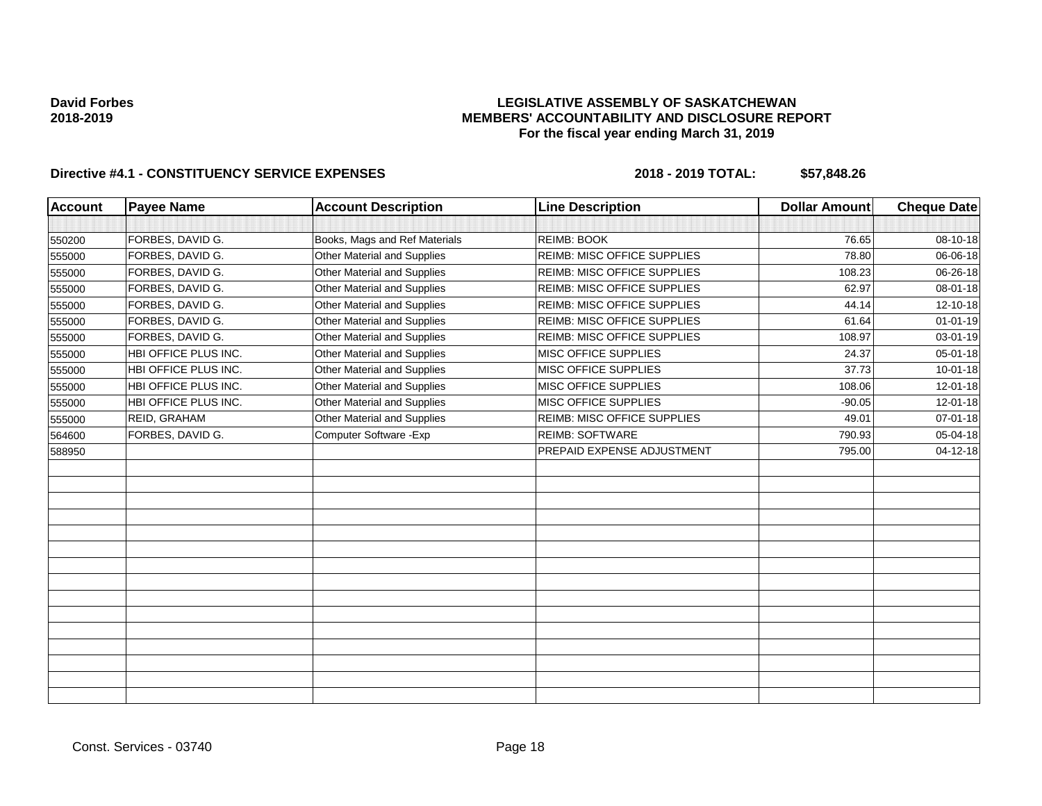**David Forbes**
**2018-2019**

**LEGISLATIVE ASSEMBLY OF SASKATCHEWAN**
**MEMBERS' ACCOUNTABILITY AND DISCLOSURE REPORT**
**For the fiscal year ending March 31, 2019**

**Directive #4.1 - CONSTITUENCY SERVICE EXPENSES** **2018 - 2019 TOTAL: $57,848.26**

| Account | Payee Name | Account Description | Line Description | Dollar Amount | Cheque Date |
|---|---|---|---|---|---|
| 550200 | FORBES, DAVID G. | Books, Mags and Ref Materials | REIMB: BOOK | 76.65 | 08-10-18 |
| 555000 | FORBES, DAVID G. | Other Material and Supplies | REIMB: MISC OFFICE SUPPLIES | 78.80 | 06-06-18 |
| 555000 | FORBES, DAVID G. | Other Material and Supplies | REIMB: MISC OFFICE SUPPLIES | 108.23 | 06-26-18 |
| 555000 | FORBES, DAVID G. | Other Material and Supplies | REIMB: MISC OFFICE SUPPLIES | 62.97 | 08-01-18 |
| 555000 | FORBES, DAVID G. | Other Material and Supplies | REIMB: MISC OFFICE SUPPLIES | 44.14 | 12-10-18 |
| 555000 | FORBES, DAVID G. | Other Material and Supplies | REIMB: MISC OFFICE SUPPLIES | 61.64 | 01-01-19 |
| 555000 | FORBES, DAVID G. | Other Material and Supplies | REIMB: MISC OFFICE SUPPLIES | 108.97 | 03-01-19 |
| 555000 | HBI OFFICE PLUS INC. | Other Material and Supplies | MISC OFFICE SUPPLIES | 24.37 | 05-01-18 |
| 555000 | HBI OFFICE PLUS INC. | Other Material and Supplies | MISC OFFICE SUPPLIES | 37.73 | 10-01-18 |
| 555000 | HBI OFFICE PLUS INC. | Other Material and Supplies | MISC OFFICE SUPPLIES | 108.06 | 12-01-18 |
| 555000 | HBI OFFICE PLUS INC. | Other Material and Supplies | MISC OFFICE SUPPLIES | -90.05 | 12-01-18 |
| 555000 | REID, GRAHAM | Other Material and Supplies | REIMB: MISC OFFICE SUPPLIES | 49.01 | 07-01-18 |
| 564600 | FORBES, DAVID G. | Computer Software -Exp | REIMB: SOFTWARE | 790.93 | 05-04-18 |
| 588950 | | | PREPAID EXPENSE ADJUSTMENT | 795.00 | 04-12-18 |

Const. Services - 03740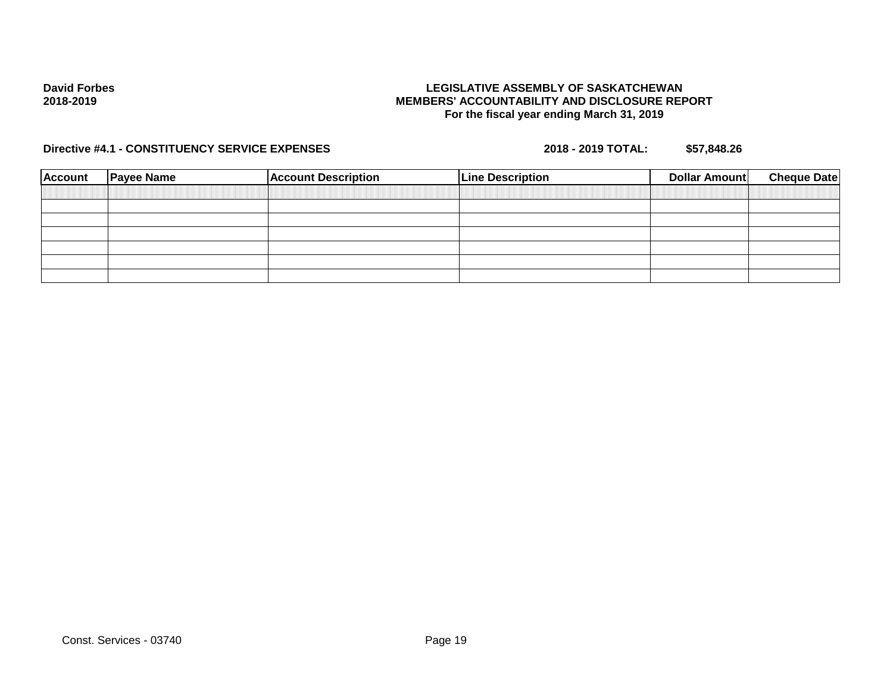**David Forbes**
**2018-2019**

**LEGISLATIVE ASSEMBLY OF SASKATCHEWAN**
**MEMBERS' ACCOUNTABILITY AND DISCLOSURE REPORT**
**For the fiscal year ending March 31, 2019**

**Directive #4.1 - CONSTITUENCY SERVICE EXPENSES** **2018 - 2019 TOTAL:** **$57,848.26**

| Account | Payee Name | Account Description | Line Description | Dollar Amount | Cheque Date |
|---|---|---|---|---|---|
| | | | | | |
| | | | | | |
| | | | | | |
| | | | | | |
| | | | | | |
| | | | | | |
| | | | | | |

Const. Services - 03740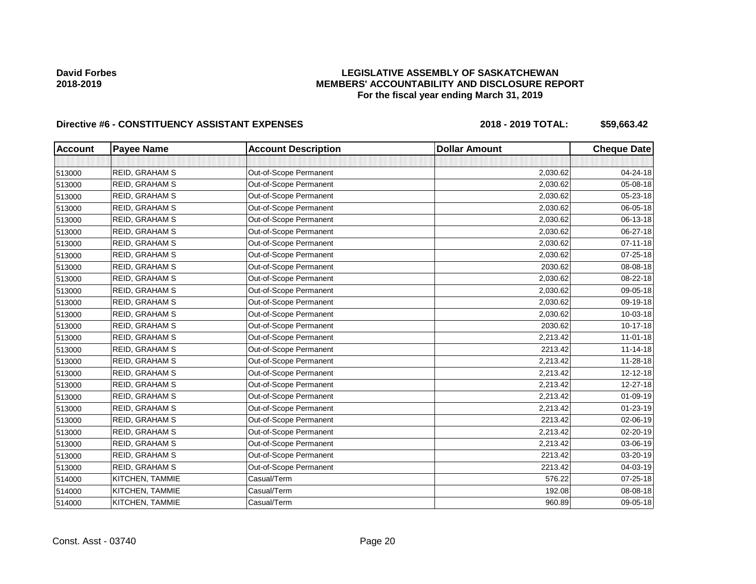**David Forbes**
**2018-2019**

# LEGISLATIVE ASSEMBLY OF SASKATCHEWAN
## MEMBERS' ACCOUNTABILITY AND DISCLOSURE REPORT
### For the fiscal year ending March 31, 2019

**Directive #6 - CONSTITUENCY ASSISTANT EXPENSES** **2018 - 2019 TOTAL: $59,663.42**

| Account | Payee Name | Account Description | Dollar Amount | Cheque Date |
|---|---|---|---|---|
| | | | | |
| 513000 | REID, GRAHAM S | Out-of-Scope Permanent | 2,030.62 | 04-24-18 |
| 513000 | REID, GRAHAM S | Out-of-Scope Permanent | 2,030.62 | 05-08-18 |
| 513000 | REID, GRAHAM S | Out-of-Scope Permanent | 2,030.62 | 05-23-18 |
| 513000 | REID, GRAHAM S | Out-of-Scope Permanent | 2,030.62 | 06-05-18 |
| 513000 | REID, GRAHAM S | Out-of-Scope Permanent | 2,030.62 | 06-13-18 |
| 513000 | REID, GRAHAM S | Out-of-Scope Permanent | 2,030.62 | 06-27-18 |
| 513000 | REID, GRAHAM S | Out-of-Scope Permanent | 2,030.62 | 07-11-18 |
| 513000 | REID, GRAHAM S | Out-of-Scope Permanent | 2,030.62 | 07-25-18 |
| 513000 | REID, GRAHAM S | Out-of-Scope Permanent | 2030.62 | 08-08-18 |
| 513000 | REID, GRAHAM S | Out-of-Scope Permanent | 2,030.62 | 08-22-18 |
| 513000 | REID, GRAHAM S | Out-of-Scope Permanent | 2,030.62 | 09-05-18 |
| 513000 | REID, GRAHAM S | Out-of-Scope Permanent | 2,030.62 | 09-19-18 |
| 513000 | REID, GRAHAM S | Out-of-Scope Permanent | 2,030.62 | 10-03-18 |
| 513000 | REID, GRAHAM S | Out-of-Scope Permanent | 2030.62 | 10-17-18 |
| 513000 | REID, GRAHAM S | Out-of-Scope Permanent | 2,213.42 | 11-01-18 |
| 513000 | REID, GRAHAM S | Out-of-Scope Permanent | 2213.42 | 11-14-18 |
| 513000 | REID, GRAHAM S | Out-of-Scope Permanent | 2,213.42 | 11-28-18 |
| 513000 | REID, GRAHAM S | Out-of-Scope Permanent | 2,213.42 | 12-12-18 |
| 513000 | REID, GRAHAM S | Out-of-Scope Permanent | 2,213.42 | 12-27-18 |
| 513000 | REID, GRAHAM S | Out-of-Scope Permanent | 2,213.42 | 01-09-19 |
| 513000 | REID, GRAHAM S | Out-of-Scope Permanent | 2,213.42 | 01-23-19 |
| 513000 | REID, GRAHAM S | Out-of-Scope Permanent | 2213.42 | 02-06-19 |
| 513000 | REID, GRAHAM S | Out-of-Scope Permanent | 2,213.42 | 02-20-19 |
| 513000 | REID, GRAHAM S | Out-of-Scope Permanent | 2,213.42 | 03-06-19 |
| 513000 | REID, GRAHAM S | Out-of-Scope Permanent | 2213.42 | 03-20-19 |
| 513000 | REID, GRAHAM S | Out-of-Scope Permanent | 2213.42 | 04-03-19 |
| 514000 | KITCHEN, TAMMIE | Casual/Term | 576.22 | 07-25-18 |
| 514000 | KITCHEN, TAMMIE | Casual/Term | 192.08 | 08-08-18 |
| 514000 | KITCHEN, TAMMIE | Casual/Term | 960.89 | 09-05-18 |

Const. Asst - 03740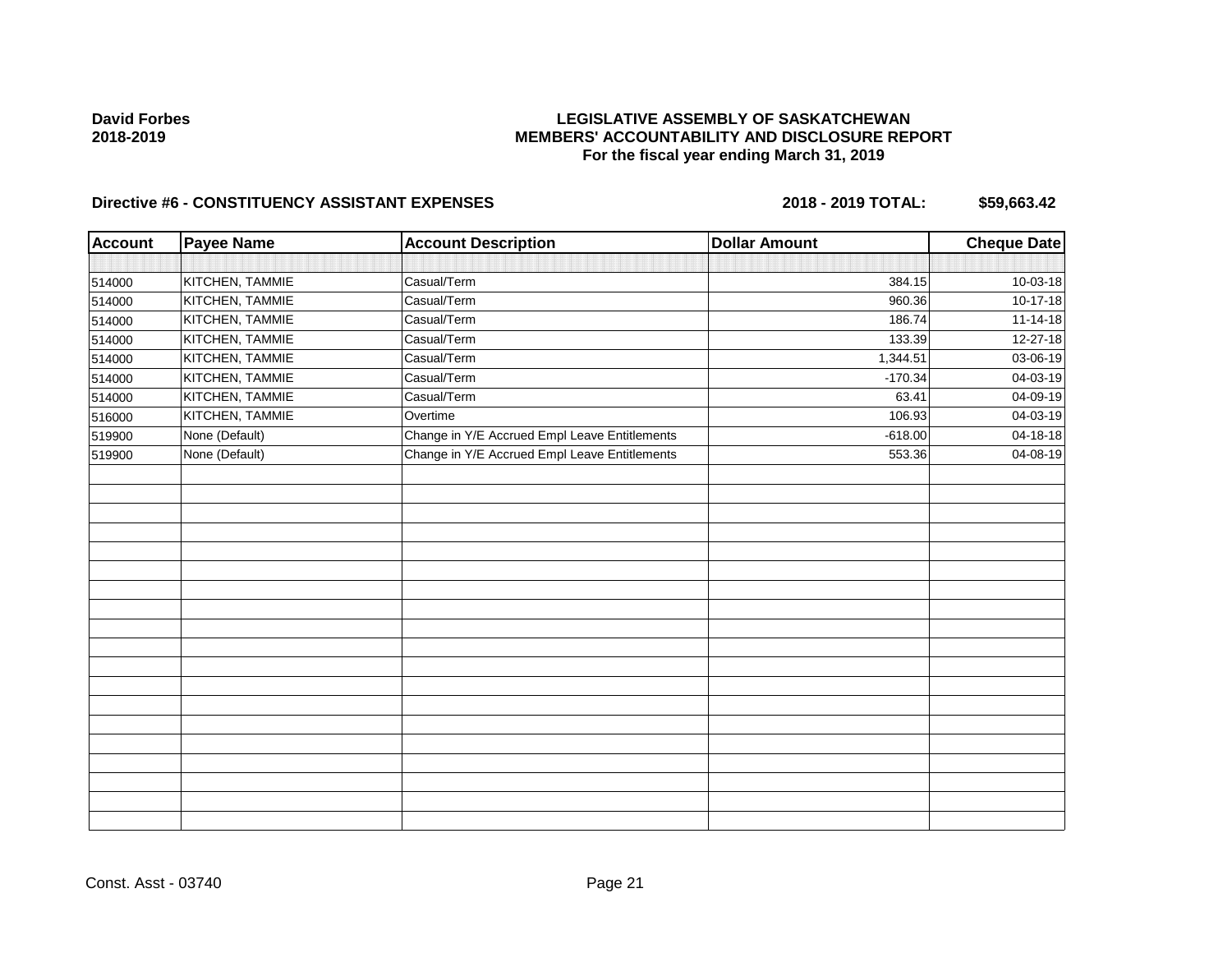**David Forbes**
**2018-2019**

**LEGISLATIVE ASSEMBLY OF SASKATCHEWAN**
**MEMBERS' ACCOUNTABILITY AND DISCLOSURE REPORT**
**For the fiscal year ending March 31, 2019**

**Directive #6 - CONSTITUENCY ASSISTANT EXPENSES** **2018 - 2019 TOTAL: $59,663.42**

| Account | Payee Name | Account Description | Dollar Amount | Cheque Date |
|---|---|---|---|---|
| 514000 | KITCHEN, TAMMIE | Casual/Term | 384.15 | 10-03-18 |
| 514000 | KITCHEN, TAMMIE | Casual/Term | 960.36 | 10-17-18 |
| 514000 | KITCHEN, TAMMIE | Casual/Term | 186.74 | 11-14-18 |
| 514000 | KITCHEN, TAMMIE | Casual/Term | 133.39 | 12-27-18 |
| 514000 | KITCHEN, TAMMIE | Casual/Term | 1,344.51 | 03-06-19 |
| 514000 | KITCHEN, TAMMIE | Casual/Term | -170.34 | 04-03-19 |
| 514000 | KITCHEN, TAMMIE | Casual/Term | 63.41 | 04-09-19 |
| 516000 | KITCHEN, TAMMIE | Overtime | 106.93 | 04-03-19 |
| 519900 | None (Default) | Change in Y/E Accrued Empl Leave Entitlements | -618.00 | 04-18-18 |
| 519900 | None (Default) | Change in Y/E Accrued Empl Leave Entitlements | 553.36 | 04-08-19 |

Const. Asst - 03740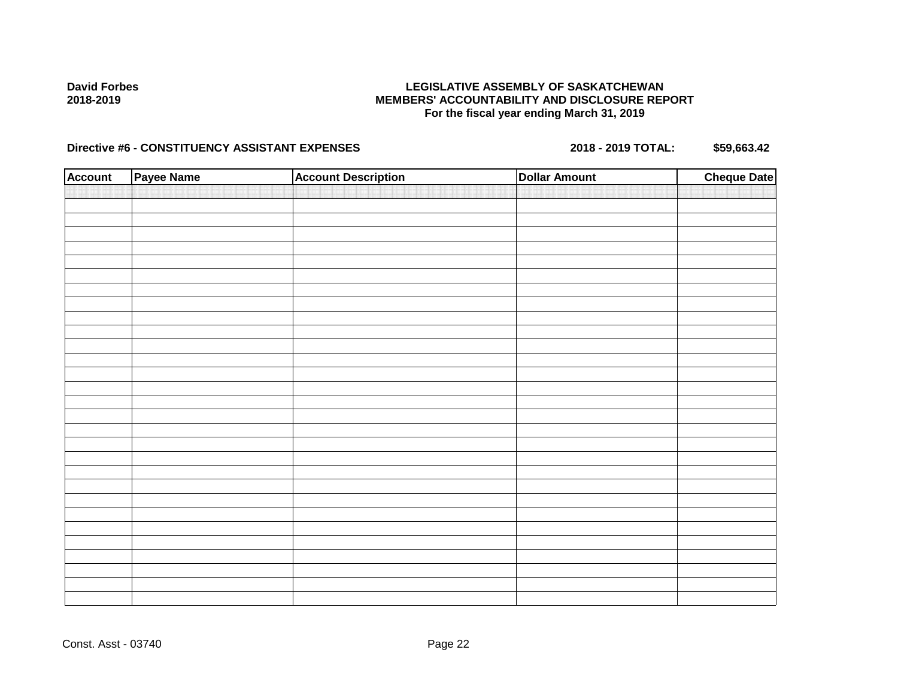**David Forbes**
**2018-2019**

**LEGISLATIVE ASSEMBLY OF SASKATCHEWAN**
**MEMBERS' ACCOUNTABILITY AND DISCLOSURE REPORT**
**For the fiscal year ending March 31, 2019**

**Directive #6 - CONSTITUENCY ASSISTANT EXPENSES** **2018 - 2019 TOTAL: $59,663.42**

| Account | Payee Name | Account Description | Dollar Amount | Cheque Date |
|---|---|---|---|---|
| | | | | |

Const. Asst - 03740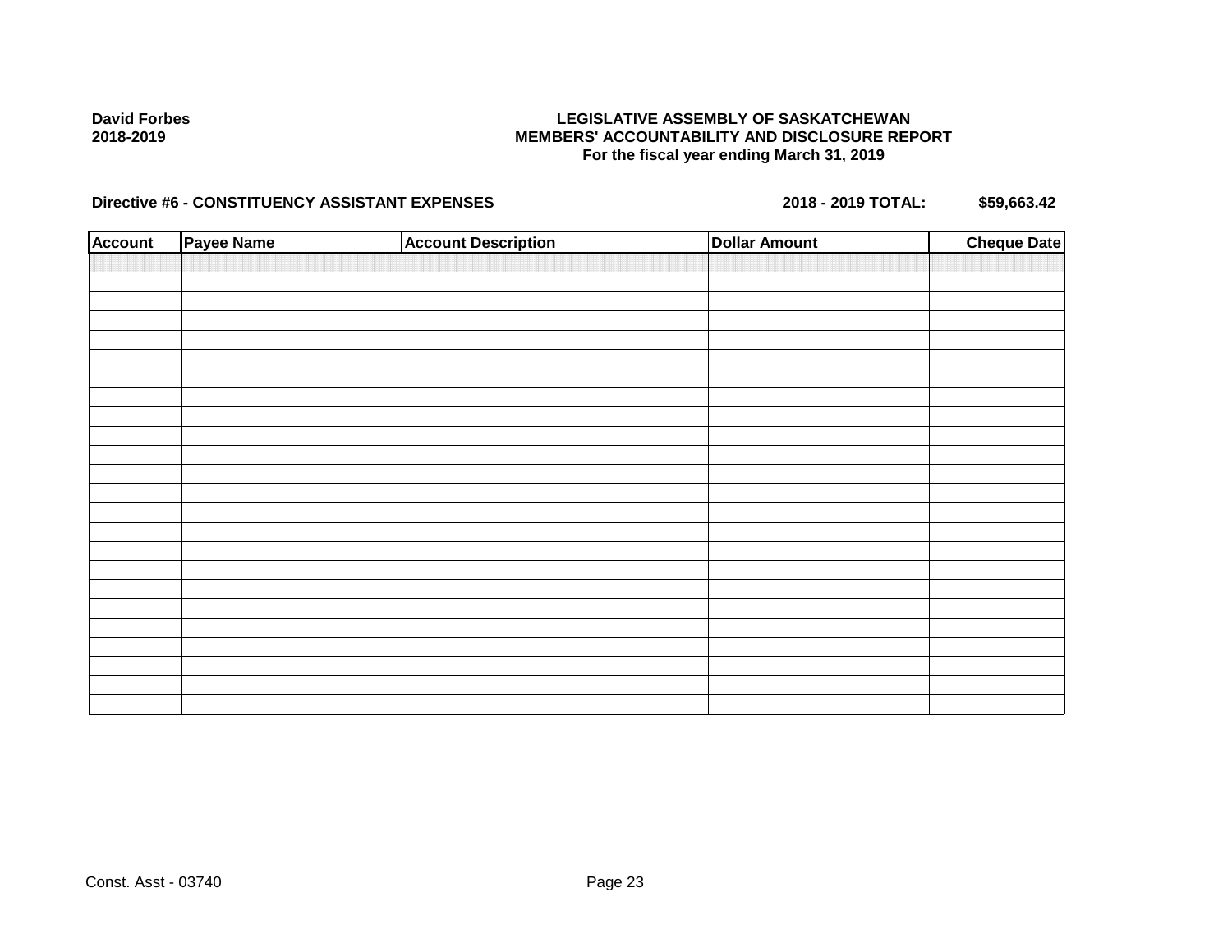**David Forbes**
**2018-2019**

**LEGISLATIVE ASSEMBLY OF SASKATCHEWAN**
**MEMBERS' ACCOUNTABILITY AND DISCLOSURE REPORT**
**For the fiscal year ending March 31, 2019**

**Directive #6 - CONSTITUENCY ASSISTANT EXPENSES** **2018 - 2019 TOTAL: $59,663.42**

| Account | Payee Name | Account Description | Dollar Amount | Cheque Date |
|---|---|---|---|---|
| | | | | |

Const. Asst - 03740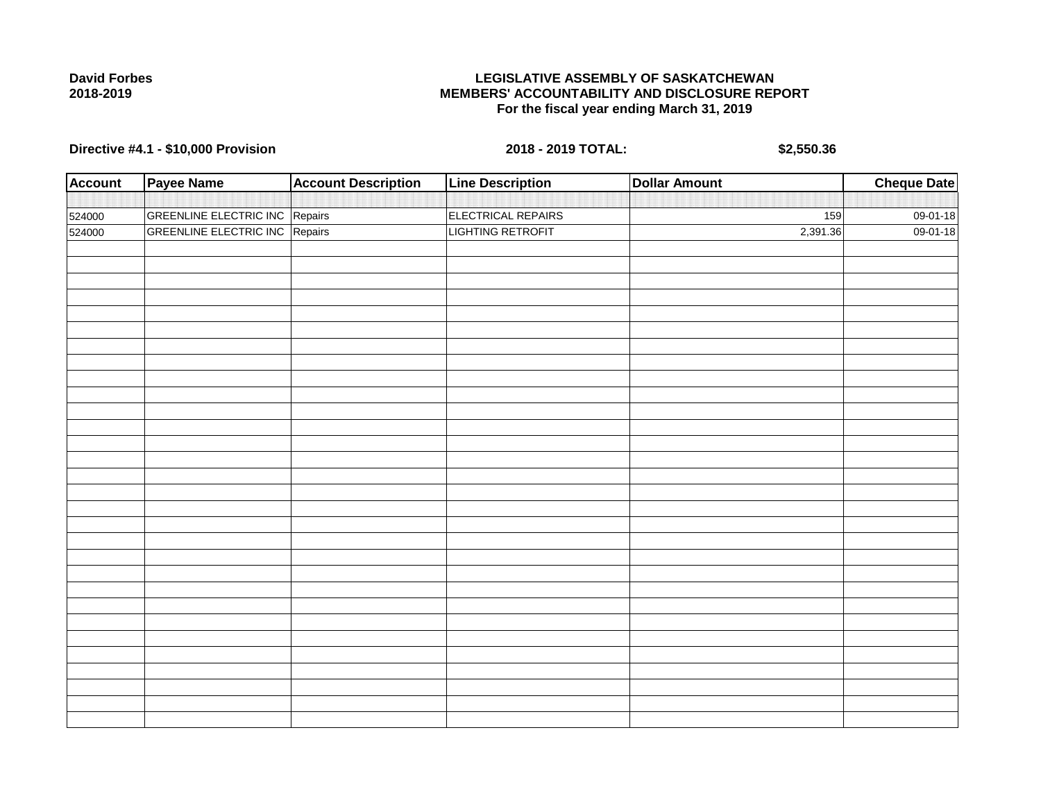**David Forbes**
**2018-2019**

**LEGISLATIVE ASSEMBLY OF SASKATCHEWAN**
**MEMBERS' ACCOUNTABILITY AND DISCLOSURE REPORT**
**For the fiscal year ending March 31, 2019**

**Directive #4.1 - $10,000 Provision** **2018 - 2019 TOTAL:** **$2,550.36**

| Account | Payee Name | Account Description | Line Description | Dollar Amount | Cheque Date |
|---|---|---|---|---|---|
| 524000 | GREENLINE ELECTRIC INC | Repairs | ELECTRICAL REPAIRS | 159 | 09-01-18 |
| 524000 | GREENLINE ELECTRIC INC | Repairs | LIGHTING RETROFIT | 2,391.36 | 09-01-18 |